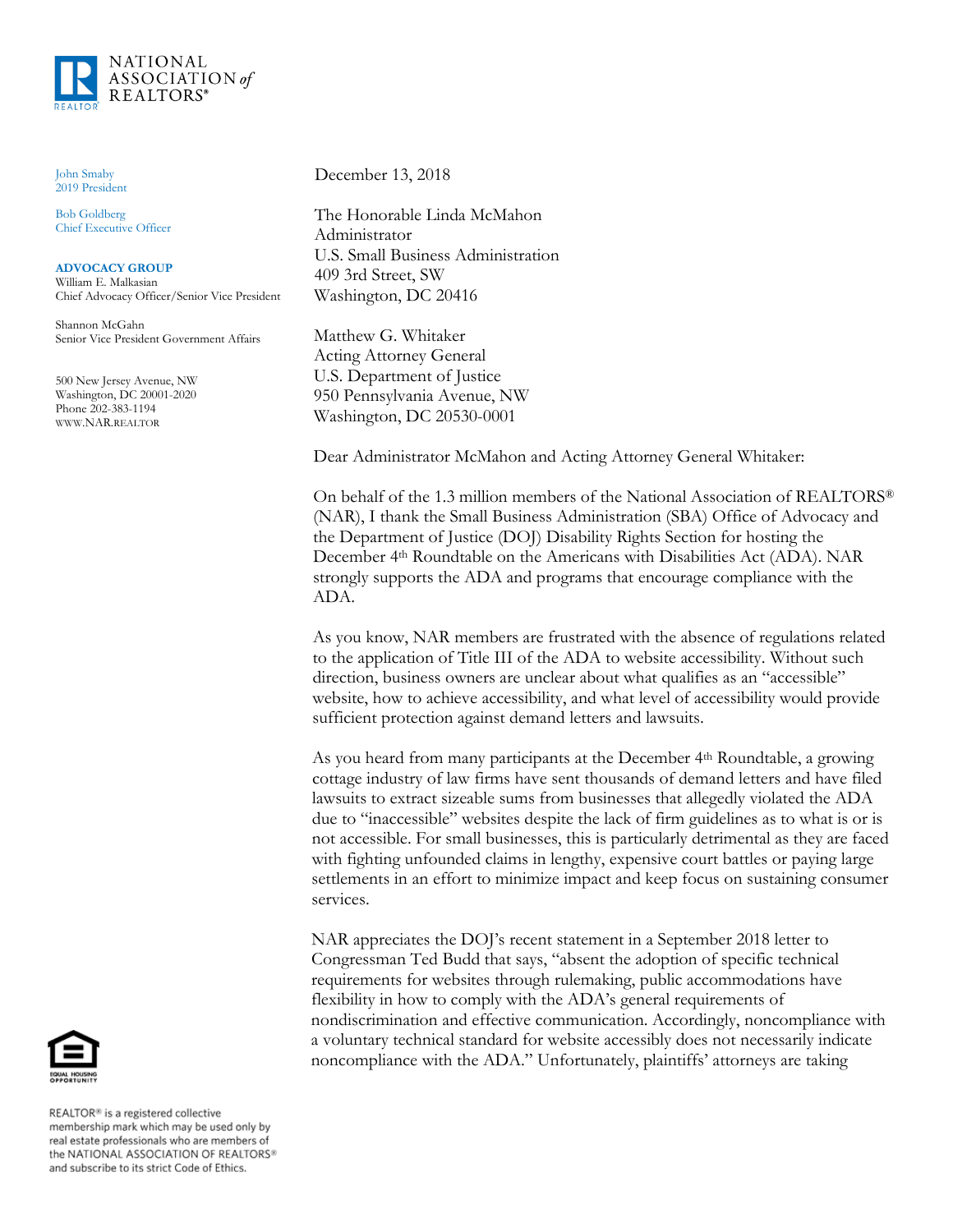NATIONAL ASSOCIATION of REALTORS®

John Smaby
2019 President

Bob Goldberg
Chief Executive Officer

**ADVOCACY GROUP**
William E. Malkasian
Chief Advocacy Officer/Senior Vice President

Shannon McGahn
Senior Vice President Government Affairs

500 New Jersey Avenue, NW
Washington, DC 20001-2020
Phone 202-383-1194
WWW.NAR.REALTOR

December 13, 2018

The Honorable Linda McMahon
Administrator
U.S. Small Business Administration
409 3rd Street, SW
Washington, DC 20416

Matthew G. Whitaker
Acting Attorney General
U.S. Department of Justice
950 Pennsylvania Avenue, NW
Washington, DC 20530-0001

Dear Administrator McMahon and Acting Attorney General Whitaker:

On behalf of the 1.3 million members of the National Association of REALTORS® (NAR), I thank the Small Business Administration (SBA) Office of Advocacy and the Department of Justice (DOJ) Disability Rights Section for hosting the December 4th Roundtable on the Americans with Disabilities Act (ADA). NAR strongly supports the ADA and programs that encourage compliance with the ADA.

As you know, NAR members are frustrated with the absence of regulations related to the application of Title III of the ADA to website accessibility. Without such direction, business owners are unclear about what qualifies as an "accessible" website, how to achieve accessibility, and what level of accessibility would provide sufficient protection against demand letters and lawsuits.

As you heard from many participants at the December 4th Roundtable, a growing cottage industry of law firms have sent thousands of demand letters and have filed lawsuits to extract sizeable sums from businesses that allegedly violated the ADA due to "inaccessible" websites despite the lack of firm guidelines as to what is or is not accessible. For small businesses, this is particularly detrimental as they are faced with fighting unfounded claims in lengthy, expensive court battles or paying large settlements in an effort to minimize impact and keep focus on sustaining consumer services.

NAR appreciates the DOJ's recent statement in a September 2018 letter to Congressman Ted Budd that says, "absent the adoption of specific technical requirements for websites through rulemaking, public accommodations have flexibility in how to comply with the ADA's general requirements of nondiscrimination and effective communication. Accordingly, noncompliance with a voluntary technical standard for website accessibly does not necessarily indicate noncompliance with the ADA." Unfortunately, plaintiffs' attorneys are taking

REALTOR® is a registered collective membership mark which may be used only by real estate professionals who are members of the NATIONAL ASSOCIATION OF REALTORS® and subscribe to its strict Code of Ethics.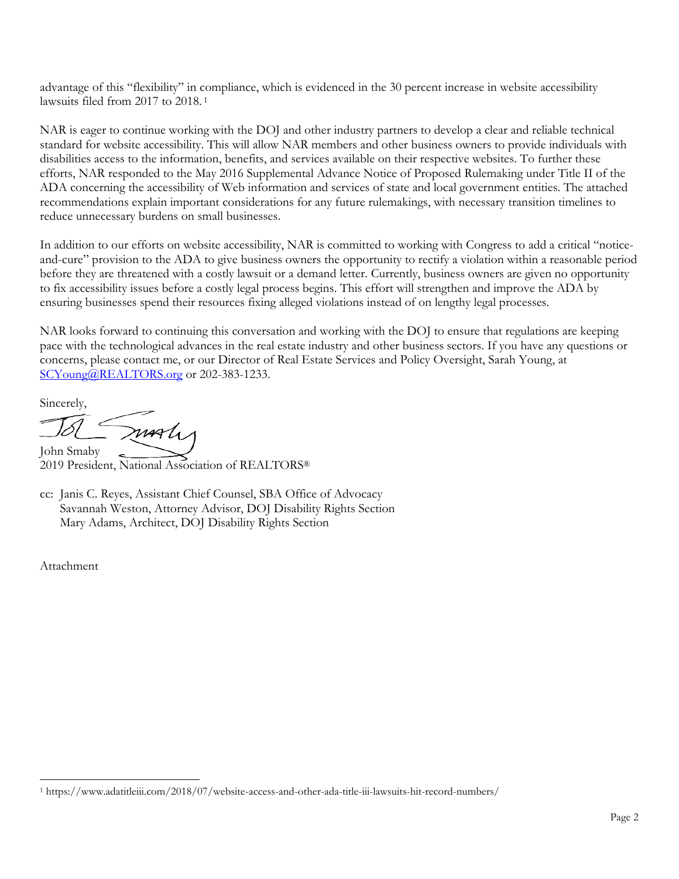advantage of this "flexibility" in compliance, which is evidenced in the 30 percent increase in website accessibility lawsuits filed from 2017 to 2018.[1]

NAR is eager to continue working with the DOJ and other industry partners to develop a clear and reliable technical standard for website accessibility. This will allow NAR members and other business owners to provide individuals with disabilities access to the information, benefits, and services available on their respective websites. To further these efforts, NAR responded to the May 2016 Supplemental Advance Notice of Proposed Rulemaking under Title II of the ADA concerning the accessibility of Web information and services of state and local government entities. The attached recommendations explain important considerations for any future rulemakings, with necessary transition timelines to reduce unnecessary burdens on small businesses.

In addition to our efforts on website accessibility, NAR is committed to working with Congress to add a critical "notice-and-cure" provision to the ADA to give business owners the opportunity to rectify a violation within a reasonable period before they are threatened with a costly lawsuit or a demand letter. Currently, business owners are given no opportunity to fix accessibility issues before a costly legal process begins. This effort will strengthen and improve the ADA by ensuring businesses spend their resources fixing alleged violations instead of on lengthy legal processes.

NAR looks forward to continuing this conversation and working with the DOJ to ensure that regulations are keeping pace with the technological advances in the real estate industry and other business sectors. If you have any questions or concerns, please contact me, or our Director of Real Estate Services and Policy Oversight, Sarah Young, at [SCYoung@REALTORS.org](mailto:SCYoung@REALTORS.org) or 202-383-1233.

Sincerely,

John Smaby
2019 President, National Association of REALTORS®

cc: Janis C. Reyes, Assistant Chief Counsel, SBA Office of Advocacy
Savannah Weston, Attorney Advisor, DOJ Disability Rights Section
Mary Adams, Architect, DOJ Disability Rights Section

Attachment

---

[1] https://www.adatitleiii.com/2018/07/website-access-and-other-ada-title-iii-lawsuits-hit-record-numbers/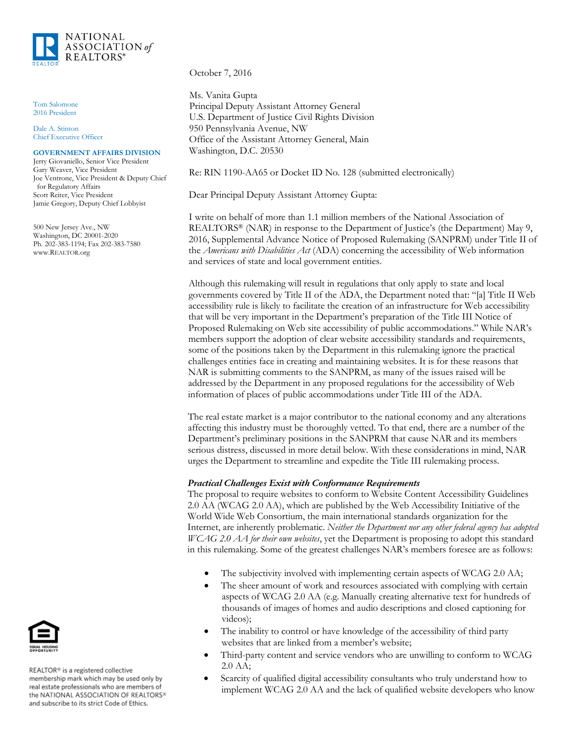NATIONAL ASSOCIATION of REALTORS®

Tom Salomone
2016 President

Dale A. Stinton
Chief Executive Officer

**GOVERNMENT AFFAIRS DIVISION**
Jerry Giovaniello, Senior Vice President
Gary Weaver, Vice President
Joe Ventrone, Vice President & Deputy Chief for Regulatory Affairs
Scott Reiter, Vice President
Jamie Gregory, Deputy Chief Lobbyist

500 New Jersey Ave., NW
Washington, DC 20001-2020
Ph. 202-383-1194; Fax 202-383-7580
www.REALTOR.org

October 7, 2016

Ms. Vanita Gupta
Principal Deputy Assistant Attorney General
U.S. Department of Justice Civil Rights Division
950 Pennsylvania Avenue, NW
Office of the Assistant Attorney General, Main
Washington, D.C. 20530

Re: RIN 1190-AA65 or Docket ID No. 128 (submitted electronically)

Dear Principal Deputy Assistant Attorney Gupta:

I write on behalf of more than 1.1 million members of the National Association of REALTORS® (NAR) in response to the Department of Justice's (the Department) May 9, 2016, Supplemental Advance Notice of Proposed Rulemaking (SANPRM) under Title II of the *Americans with Disabilities Act* (ADA) concerning the accessibility of Web information and services of state and local government entities.

Although this rulemaking will result in regulations that only apply to state and local governments covered by Title II of the ADA, the Department noted that: "[a] Title II Web accessibility rule is likely to facilitate the creation of an infrastructure for Web accessibility that will be very important in the Department's preparation of the Title III Notice of Proposed Rulemaking on Web site accessibility of public accommodations." While NAR's members support the adoption of clear website accessibility standards and requirements, some of the positions taken by the Department in this rulemaking ignore the practical challenges entities face in creating and maintaining websites. It is for these reasons that NAR is submitting comments to the SANPRM, as many of the issues raised will be addressed by the Department in any proposed regulations for the accessibility of Web information of places of public accommodations under Title III of the ADA.

The real estate market is a major contributor to the national economy and any alterations affecting this industry must be thoroughly vetted. To that end, there are a number of the Department's preliminary positions in the SANPRM that cause NAR and its members serious distress, discussed in more detail below. With these considerations in mind, NAR urges the Department to streamline and expedite the Title III rulemaking process.

***Practical Challenges Exist with Conformance Requirements***

The proposal to require websites to conform to Website Content Accessibility Guidelines 2.0 AA (WCAG 2.0 AA), which are published by the Web Accessibility Initiative of the World Wide Web Consortium, the main international standards organization for the Internet, are inherently problematic. *Neither the Department nor any other federal agency has adopted WCAG 2.0 AA for their own websites*, yet the Department is proposing to adopt this standard in this rulemaking. Some of the greatest challenges NAR's members foresee are as follows:

- The subjectivity involved with implementing certain aspects of WCAG 2.0 AA;
- The sheer amount of work and resources associated with complying with certain aspects of WCAG 2.0 AA (e.g. Manually creating alternative text for hundreds of thousands of images of homes and audio descriptions and closed captioning for videos);
- The inability to control or have knowledge of the accessibility of third party websites that are linked from a member's website;
- Third-party content and service vendors who are unwilling to conform to WCAG 2.0 AA;
- Scarcity of qualified digital accessibility consultants who truly understand how to implement WCAG 2.0 AA and the lack of qualified website developers who know

REALTOR® is a registered collective membership mark which may be used only by real estate professionals who are members of the NATIONAL ASSOCIATION OF REALTORS® and subscribe to its strict Code of Ethics.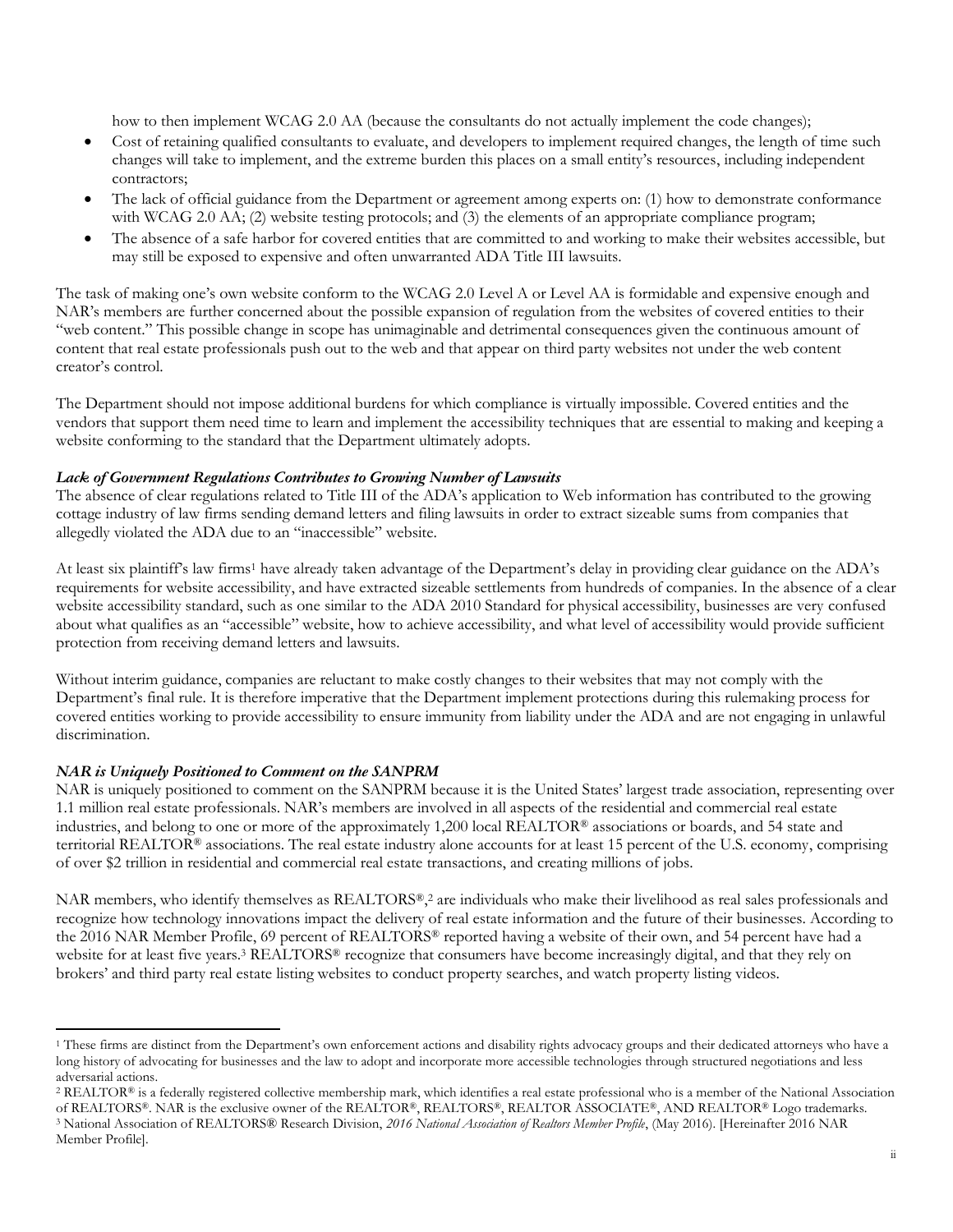how to then implement WCAG 2.0 AA (because the consultants do not actually implement the code changes);

- Cost of retaining qualified consultants to evaluate, and developers to implement required changes, the length of time such changes will take to implement, and the extreme burden this places on a small entity's resources, including independent contractors;
- The lack of official guidance from the Department or agreement among experts on: (1) how to demonstrate conformance with WCAG 2.0 AA; (2) website testing protocols; and (3) the elements of an appropriate compliance program;
- The absence of a safe harbor for covered entities that are committed to and working to make their websites accessible, but may still be exposed to expensive and often unwarranted ADA Title III lawsuits.

The task of making one's own website conform to the WCAG 2.0 Level A or Level AA is formidable and expensive enough and NAR's members are further concerned about the possible expansion of regulation from the websites of covered entities to their "web content." This possible change in scope has unimaginable and detrimental consequences given the continuous amount of content that real estate professionals push out to the web and that appear on third party websites not under the web content creator's control.

The Department should not impose additional burdens for which compliance is virtually impossible. Covered entities and the vendors that support them need time to learn and implement the accessibility techniques that are essential to making and keeping a website conforming to the standard that the Department ultimately adopts.

***Lack of Government Regulations Contributes to Growing Number of Lawsuits***

The absence of clear regulations related to Title III of the ADA's application to Web information has contributed to the growing cottage industry of law firms sending demand letters and filing lawsuits in order to extract sizeable sums from companies that allegedly violated the ADA due to an "inaccessible" website.

At least six plaintiff's law firms[1] have already taken advantage of the Department's delay in providing clear guidance on the ADA's requirements for website accessibility, and have extracted sizeable settlements from hundreds of companies. In the absence of a clear website accessibility standard, such as one similar to the ADA 2010 Standard for physical accessibility, businesses are very confused about what qualifies as an "accessible" website, how to achieve accessibility, and what level of accessibility would provide sufficient protection from receiving demand letters and lawsuits.

Without interim guidance, companies are reluctant to make costly changes to their websites that may not comply with the Department's final rule. It is therefore imperative that the Department implement protections during this rulemaking process for covered entities working to provide accessibility to ensure immunity from liability under the ADA and are not engaging in unlawful discrimination.

***NAR is Uniquely Positioned to Comment on the SANPRM***

NAR is uniquely positioned to comment on the SANPRM because it is the United States' largest trade association, representing over 1.1 million real estate professionals. NAR's members are involved in all aspects of the residential and commercial real estate industries, and belong to one or more of the approximately 1,200 local REALTOR® associations or boards, and 54 state and territorial REALTOR® associations. The real estate industry alone accounts for at least 15 percent of the U.S. economy, comprising of over $2 trillion in residential and commercial real estate transactions, and creating millions of jobs.

NAR members, who identify themselves as REALTORS®,[2] are individuals who make their livelihood as real sales professionals and recognize how technology innovations impact the delivery of real estate information and the future of their businesses. According to the 2016 NAR Member Profile, 69 percent of REALTORS® reported having a website of their own, and 54 percent have had a website for at least five years.[3] REALTORS® recognize that consumers have become increasingly digital, and that they rely on brokers' and third party real estate listing websites to conduct property searches, and watch property listing videos.

---

[1] These firms are distinct from the Department's own enforcement actions and disability rights advocacy groups and their dedicated attorneys who have a long history of advocating for businesses and the law to adopt and incorporate more accessible technologies through structured negotiations and less adversarial actions.

[2] REALTOR® is a federally registered collective membership mark, which identifies a real estate professional who is a member of the National Association of REALTORS®. NAR is the exclusive owner of the REALTOR®, REALTORS®, REALTOR ASSOCIATE®, AND REALTOR® Logo trademarks.

[3] National Association of REALTORS® Research Division, *2016 National Association of Realtors Member Profile*, (May 2016). [Hereinafter 2016 NAR Member Profile].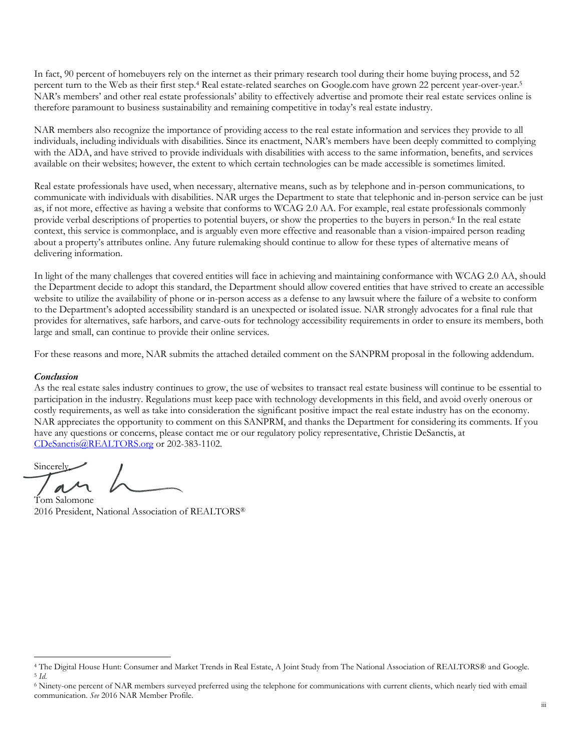In fact, 90 percent of homebuyers rely on the internet as their primary research tool during their home buying process, and 52 percent turn to the Web as their first step.[4] Real estate-related searches on Google.com have grown 22 percent year-over-year.[5] NAR's members' and other real estate professionals' ability to effectively advertise and promote their real estate services online is therefore paramount to business sustainability and remaining competitive in today's real estate industry.

NAR members also recognize the importance of providing access to the real estate information and services they provide to all individuals, including individuals with disabilities. Since its enactment, NAR's members have been deeply committed to complying with the ADA, and have strived to provide individuals with disabilities with access to the same information, benefits, and services available on their websites; however, the extent to which certain technologies can be made accessible is sometimes limited.

Real estate professionals have used, when necessary, alternative means, such as by telephone and in-person communications, to communicate with individuals with disabilities. NAR urges the Department to state that telephonic and in-person service can be just as, if not more, effective as having a website that conforms to WCAG 2.0 AA. For example, real estate professionals commonly provide verbal descriptions of properties to potential buyers, or show the properties to the buyers in person.[6] In the real estate context, this service is commonplace, and is arguably even more effective and reasonable than a vision-impaired person reading about a property's attributes online. Any future rulemaking should continue to allow for these types of alternative means of delivering information.

In light of the many challenges that covered entities will face in achieving and maintaining conformance with WCAG 2.0 AA, should the Department decide to adopt this standard, the Department should allow covered entities that have strived to create an accessible website to utilize the availability of phone or in-person access as a defense to any lawsuit where the failure of a website to conform to the Department's adopted accessibility standard is an unexpected or isolated issue. NAR strongly advocates for a final rule that provides for alternatives, safe harbors, and carve-outs for technology accessibility requirements in order to ensure its members, both large and small, can continue to provide their online services.

For these reasons and more, NAR submits the attached detailed comment on the SANPRM proposal in the following addendum.

***Conclusion***

As the real estate sales industry continues to grow, the use of websites to transact real estate business will continue to be essential to participation in the industry. Regulations must keep pace with technology developments in this field, and avoid overly onerous or costly requirements, as well as take into consideration the significant positive impact the real estate industry has on the economy. NAR appreciates the opportunity to comment on this SANPRM, and thanks the Department for considering its comments. If you have any questions or concerns, please contact me or our regulatory policy representative, Christie DeSanctis, at CDeSanctis@REALTORS.org or 202-383-1102.

Sincerely,

Tom Salomone
2016 President, National Association of REALTORS®

---

[4] The Digital House Hunt: Consumer and Market Trends in Real Estate, A Joint Study from The National Association of REALTORS® and Google.

[5] *Id.*

[6] Ninety-one percent of NAR members surveyed preferred using the telephone for communications with current clients, which nearly tied with email communication. *See* 2016 NAR Member Profile.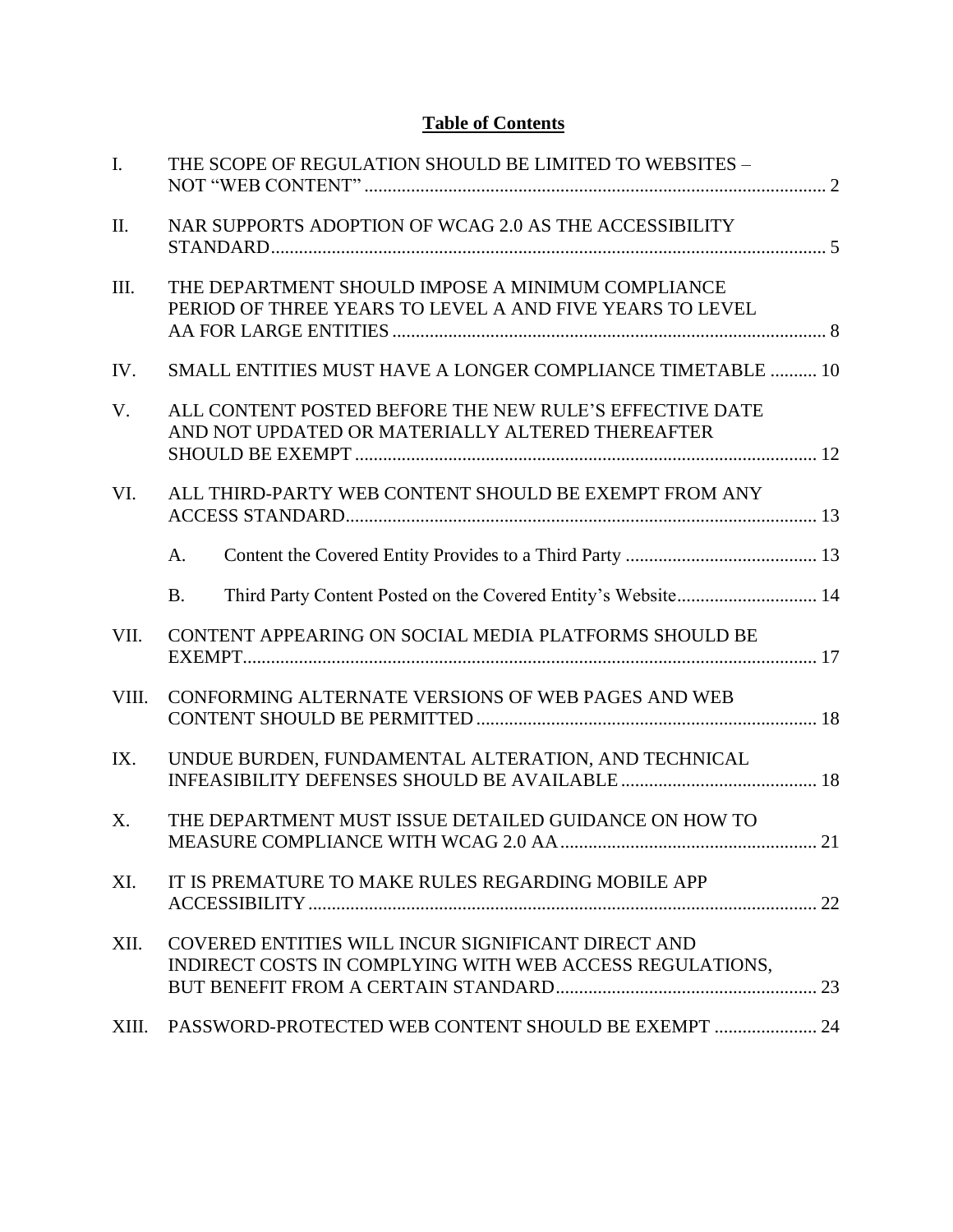## Table of Contents

I. THE SCOPE OF REGULATION SHOULD BE LIMITED TO WEBSITES – NOT "WEB CONTENT" ........ 2

II. NAR SUPPORTS ADOPTION OF WCAG 2.0 AS THE ACCESSIBILITY STANDARD ........ 5

III. THE DEPARTMENT SHOULD IMPOSE A MINIMUM COMPLIANCE PERIOD OF THREE YEARS TO LEVEL A AND FIVE YEARS TO LEVEL AA FOR LARGE ENTITIES ........ 8

IV. SMALL ENTITIES MUST HAVE A LONGER COMPLIANCE TIMETABLE ........ 10

V. ALL CONTENT POSTED BEFORE THE NEW RULE'S EFFECTIVE DATE AND NOT UPDATED OR MATERIALLY ALTERED THEREAFTER SHOULD BE EXEMPT ........ 12

VI. ALL THIRD-PARTY WEB CONTENT SHOULD BE EXEMPT FROM ANY ACCESS STANDARD ........ 13

- A. Content the Covered Entity Provides to a Third Party ........ 13
- B. Third Party Content Posted on the Covered Entity's Website ........ 14

VII. CONTENT APPEARING ON SOCIAL MEDIA PLATFORMS SHOULD BE EXEMPT ........ 17

VIII. CONFORMING ALTERNATE VERSIONS OF WEB PAGES AND WEB CONTENT SHOULD BE PERMITTED ........ 18

IX. UNDUE BURDEN, FUNDAMENTAL ALTERATION, AND TECHNICAL INFEASIBILITY DEFENSES SHOULD BE AVAILABLE ........ 18

X. THE DEPARTMENT MUST ISSUE DETAILED GUIDANCE ON HOW TO MEASURE COMPLIANCE WITH WCAG 2.0 AA ........ 21

XI. IT IS PREMATURE TO MAKE RULES REGARDING MOBILE APP ACCESSIBILITY ........ 22

XII. COVERED ENTITIES WILL INCUR SIGNIFICANT DIRECT AND INDIRECT COSTS IN COMPLYING WITH WEB ACCESS REGULATIONS, BUT BENEFIT FROM A CERTAIN STANDARD ........ 23

XIII. PASSWORD-PROTECTED WEB CONTENT SHOULD BE EXEMPT ........ 24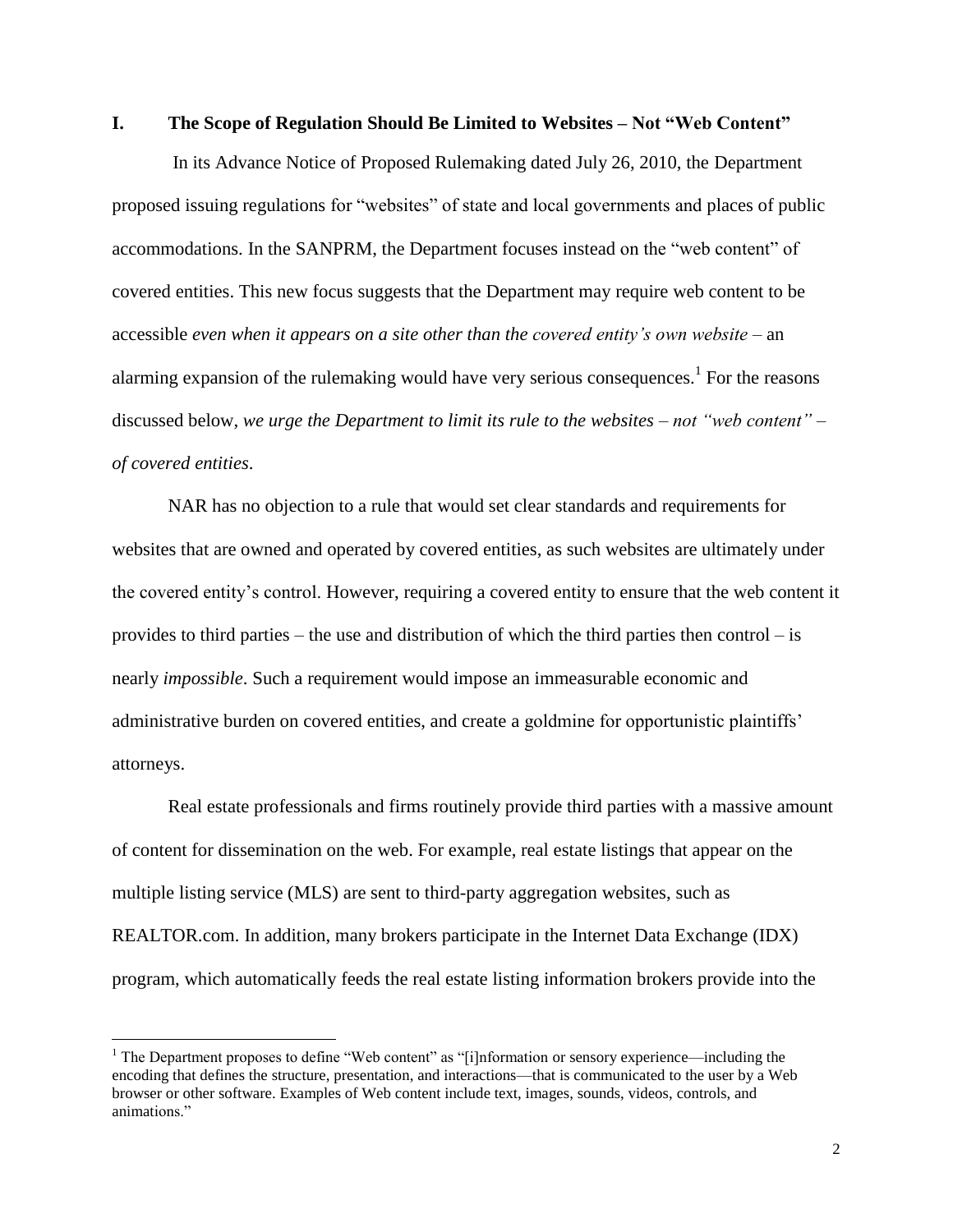## I. The Scope of Regulation Should Be Limited to Websites – Not "Web Content"

In its Advance Notice of Proposed Rulemaking dated July 26, 2010, the Department proposed issuing regulations for "websites" of state and local governments and places of public accommodations. In the SANPRM, the Department focuses instead on the "web content" of covered entities. This new focus suggests that the Department may require web content to be accessible *even when it appears on a site other than the covered entity's own website* – an alarming expansion of the rulemaking would have very serious consequences.[1] For the reasons discussed below, *we urge the Department to limit its rule to the websites – not "web content" – of covered entities*.

NAR has no objection to a rule that would set clear standards and requirements for websites that are owned and operated by covered entities, as such websites are ultimately under the covered entity's control. However, requiring a covered entity to ensure that the web content it provides to third parties – the use and distribution of which the third parties then control – is nearly *impossible*. Such a requirement would impose an immeasurable economic and administrative burden on covered entities, and create a goldmine for opportunistic plaintiffs' attorneys.

Real estate professionals and firms routinely provide third parties with a massive amount of content for dissemination on the web. For example, real estate listings that appear on the multiple listing service (MLS) are sent to third-party aggregation websites, such as REALTOR.com. In addition, many brokers participate in the Internet Data Exchange (IDX) program, which automatically feeds the real estate listing information brokers provide into the

---

[1] The Department proposes to define "Web content" as "[i]nformation or sensory experience—including the encoding that defines the structure, presentation, and interactions—that is communicated to the user by a Web browser or other software. Examples of Web content include text, images, sounds, videos, controls, and animations."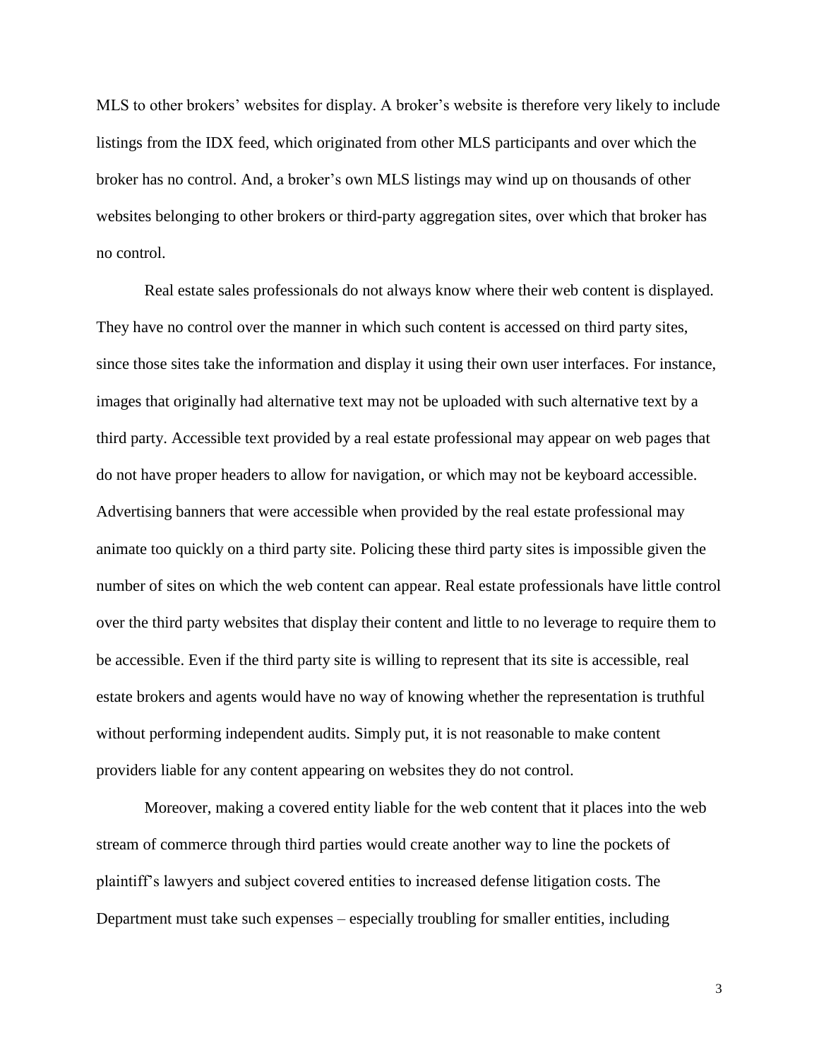MLS to other brokers' websites for display. A broker's website is therefore very likely to include listings from the IDX feed, which originated from other MLS participants and over which the broker has no control. And, a broker's own MLS listings may wind up on thousands of other websites belonging to other brokers or third-party aggregation sites, over which that broker has no control.

Real estate sales professionals do not always know where their web content is displayed. They have no control over the manner in which such content is accessed on third party sites, since those sites take the information and display it using their own user interfaces. For instance, images that originally had alternative text may not be uploaded with such alternative text by a third party. Accessible text provided by a real estate professional may appear on web pages that do not have proper headers to allow for navigation, or which may not be keyboard accessible. Advertising banners that were accessible when provided by the real estate professional may animate too quickly on a third party site. Policing these third party sites is impossible given the number of sites on which the web content can appear. Real estate professionals have little control over the third party websites that display their content and little to no leverage to require them to be accessible. Even if the third party site is willing to represent that its site is accessible, real estate brokers and agents would have no way of knowing whether the representation is truthful without performing independent audits. Simply put, it is not reasonable to make content providers liable for any content appearing on websites they do not control.

Moreover, making a covered entity liable for the web content that it places into the web stream of commerce through third parties would create another way to line the pockets of plaintiff's lawyers and subject covered entities to increased defense litigation costs. The Department must take such expenses – especially troubling for smaller entities, including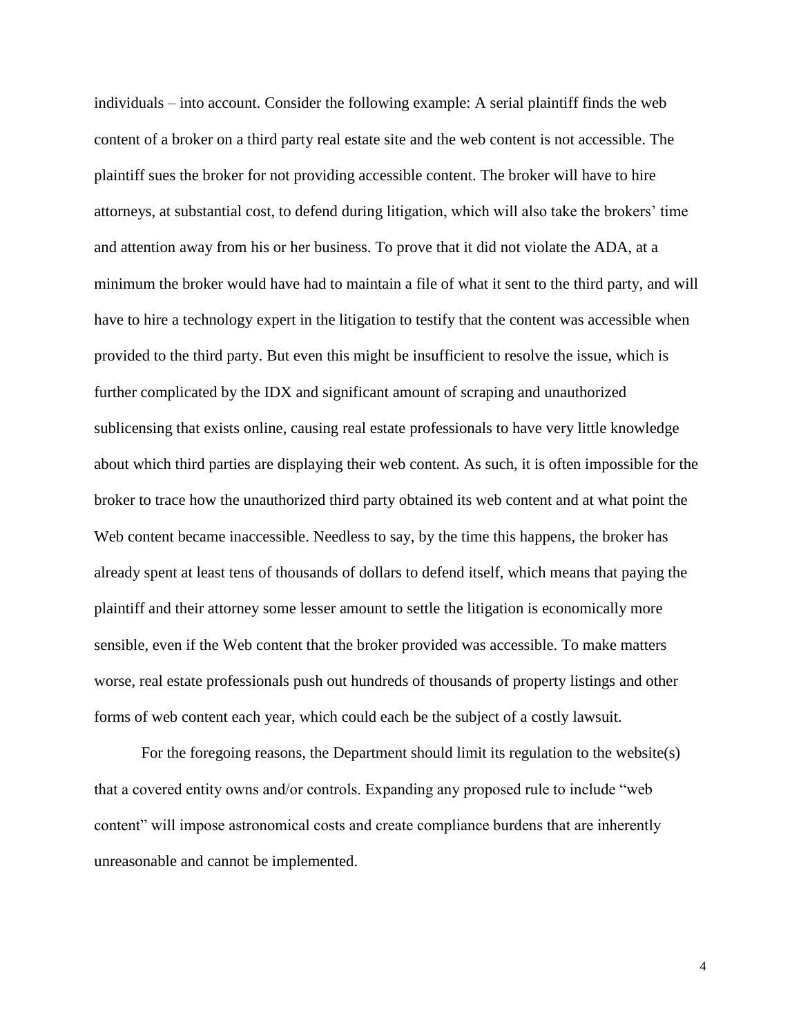individuals – into account. Consider the following example: A serial plaintiff finds the web content of a broker on a third party real estate site and the web content is not accessible. The plaintiff sues the broker for not providing accessible content. The broker will have to hire attorneys, at substantial cost, to defend during litigation, which will also take the brokers' time and attention away from his or her business. To prove that it did not violate the ADA, at a minimum the broker would have had to maintain a file of what it sent to the third party, and will have to hire a technology expert in the litigation to testify that the content was accessible when provided to the third party. But even this might be insufficient to resolve the issue, which is further complicated by the IDX and significant amount of scraping and unauthorized sublicensing that exists online, causing real estate professionals to have very little knowledge about which third parties are displaying their web content. As such, it is often impossible for the broker to trace how the unauthorized third party obtained its web content and at what point the Web content became inaccessible. Needless to say, by the time this happens, the broker has already spent at least tens of thousands of dollars to defend itself, which means that paying the plaintiff and their attorney some lesser amount to settle the litigation is economically more sensible, even if the Web content that the broker provided was accessible. To make matters worse, real estate professionals push out hundreds of thousands of property listings and other forms of web content each year, which could each be the subject of a costly lawsuit.

For the foregoing reasons, the Department should limit its regulation to the website(s) that a covered entity owns and/or controls. Expanding any proposed rule to include "web content" will impose astronomical costs and create compliance burdens that are inherently unreasonable and cannot be implemented.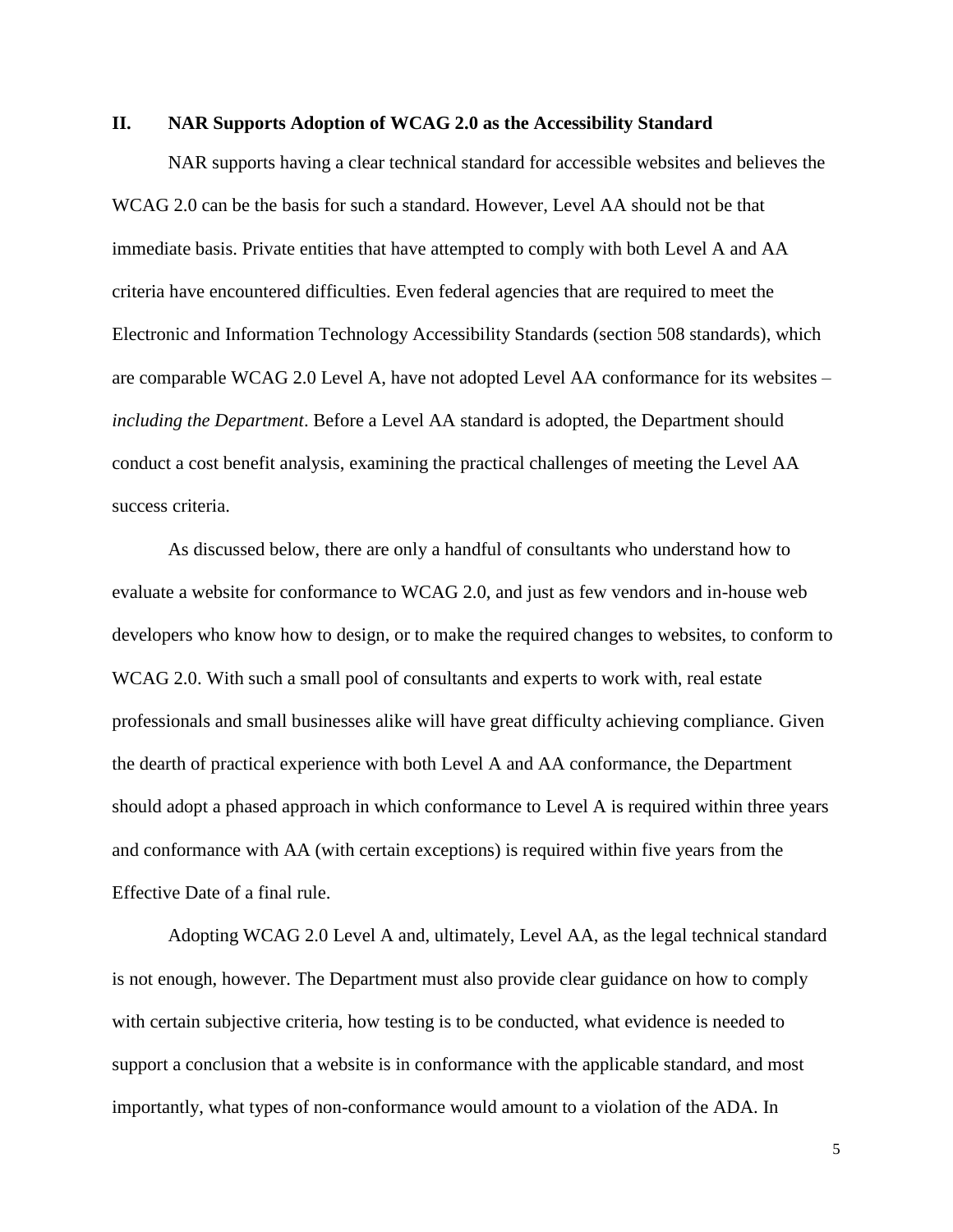## II. NAR Supports Adoption of WCAG 2.0 as the Accessibility Standard

NAR supports having a clear technical standard for accessible websites and believes the WCAG 2.0 can be the basis for such a standard. However, Level AA should not be that immediate basis. Private entities that have attempted to comply with both Level A and AA criteria have encountered difficulties. Even federal agencies that are required to meet the Electronic and Information Technology Accessibility Standards (section 508 standards), which are comparable WCAG 2.0 Level A, have not adopted Level AA conformance for its websites – *including the Department*. Before a Level AA standard is adopted, the Department should conduct a cost benefit analysis, examining the practical challenges of meeting the Level AA success criteria.

As discussed below, there are only a handful of consultants who understand how to evaluate a website for conformance to WCAG 2.0, and just as few vendors and in-house web developers who know how to design, or to make the required changes to websites, to conform to WCAG 2.0. With such a small pool of consultants and experts to work with, real estate professionals and small businesses alike will have great difficulty achieving compliance. Given the dearth of practical experience with both Level A and AA conformance, the Department should adopt a phased approach in which conformance to Level A is required within three years and conformance with AA (with certain exceptions) is required within five years from the Effective Date of a final rule.

Adopting WCAG 2.0 Level A and, ultimately, Level AA, as the legal technical standard is not enough, however. The Department must also provide clear guidance on how to comply with certain subjective criteria, how testing is to be conducted, what evidence is needed to support a conclusion that a website is in conformance with the applicable standard, and most importantly, what types of non-conformance would amount to a violation of the ADA. In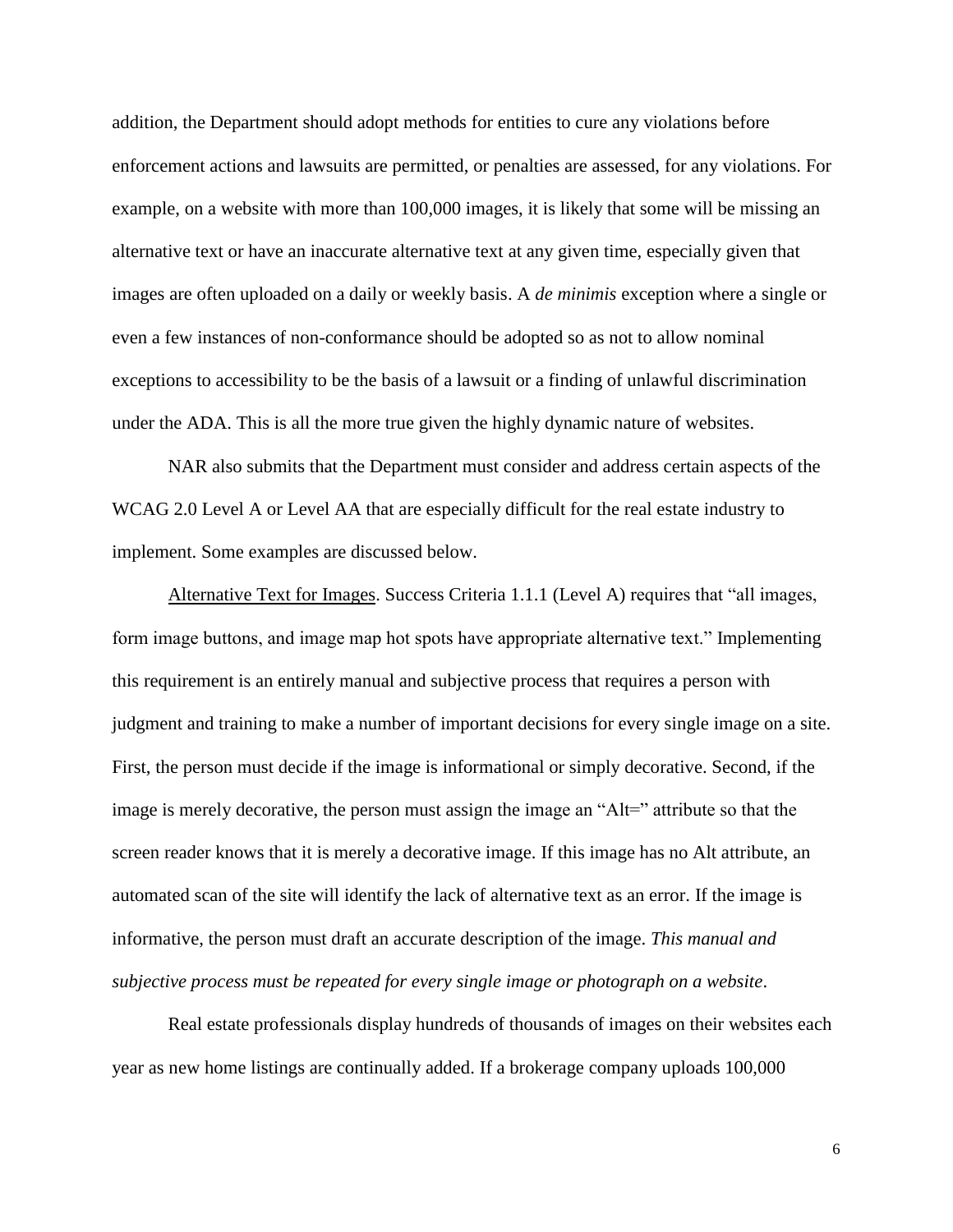addition, the Department should adopt methods for entities to cure any violations before enforcement actions and lawsuits are permitted, or penalties are assessed, for any violations. For example, on a website with more than 100,000 images, it is likely that some will be missing an alternative text or have an inaccurate alternative text at any given time, especially given that images are often uploaded on a daily or weekly basis. A *de minimis* exception where a single or even a few instances of non-conformance should be adopted so as not to allow nominal exceptions to accessibility to be the basis of a lawsuit or a finding of unlawful discrimination under the ADA. This is all the more true given the highly dynamic nature of websites.

NAR also submits that the Department must consider and address certain aspects of the WCAG 2.0 Level A or Level AA that are especially difficult for the real estate industry to implement. Some examples are discussed below.

Alternative Text for Images. Success Criteria 1.1.1 (Level A) requires that "all images, form image buttons, and image map hot spots have appropriate alternative text." Implementing this requirement is an entirely manual and subjective process that requires a person with judgment and training to make a number of important decisions for every single image on a site. First, the person must decide if the image is informational or simply decorative. Second, if the image is merely decorative, the person must assign the image an "Alt=" attribute so that the screen reader knows that it is merely a decorative image. If this image has no Alt attribute, an automated scan of the site will identify the lack of alternative text as an error. If the image is informative, the person must draft an accurate description of the image. *This manual and subjective process must be repeated for every single image or photograph on a website*.

Real estate professionals display hundreds of thousands of images on their websites each year as new home listings are continually added. If a brokerage company uploads 100,000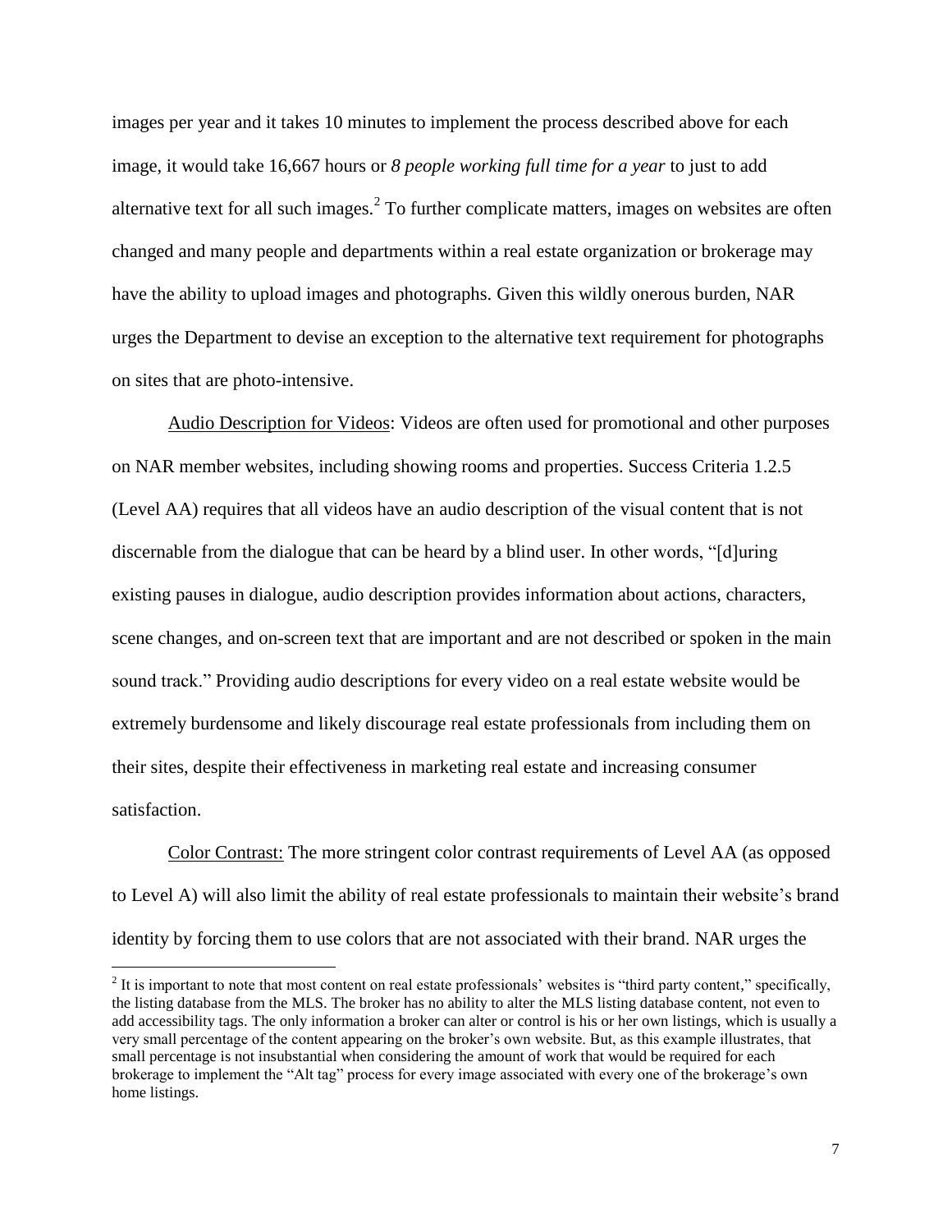images per year and it takes 10 minutes to implement the process described above for each image, it would take 16,667 hours or *8 people working full time for a year* to just to add alternative text for all such images.[2] To further complicate matters, images on websites are often changed and many people and departments within a real estate organization or brokerage may have the ability to upload images and photographs. Given this wildly onerous burden, NAR urges the Department to devise an exception to the alternative text requirement for photographs on sites that are photo-intensive.

Audio Description for Videos: Videos are often used for promotional and other purposes on NAR member websites, including showing rooms and properties. Success Criteria 1.2.5 (Level AA) requires that all videos have an audio description of the visual content that is not discernable from the dialogue that can be heard by a blind user. In other words, "[d]uring existing pauses in dialogue, audio description provides information about actions, characters, scene changes, and on-screen text that are important and are not described or spoken in the main sound track." Providing audio descriptions for every video on a real estate website would be extremely burdensome and likely discourage real estate professionals from including them on their sites, despite their effectiveness in marketing real estate and increasing consumer satisfaction.

Color Contrast: The more stringent color contrast requirements of Level AA (as opposed to Level A) will also limit the ability of real estate professionals to maintain their website's brand identity by forcing them to use colors that are not associated with their brand. NAR urges the

[2] It is important to note that most content on real estate professionals' websites is "third party content," specifically, the listing database from the MLS. The broker has no ability to alter the MLS listing database content, not even to add accessibility tags. The only information a broker can alter or control is his or her own listings, which is usually a very small percentage of the content appearing on the broker's own website. But, as this example illustrates, that small percentage is not insubstantial when considering the amount of work that would be required for each brokerage to implement the "Alt tag" process for every image associated with every one of the brokerage's own home listings.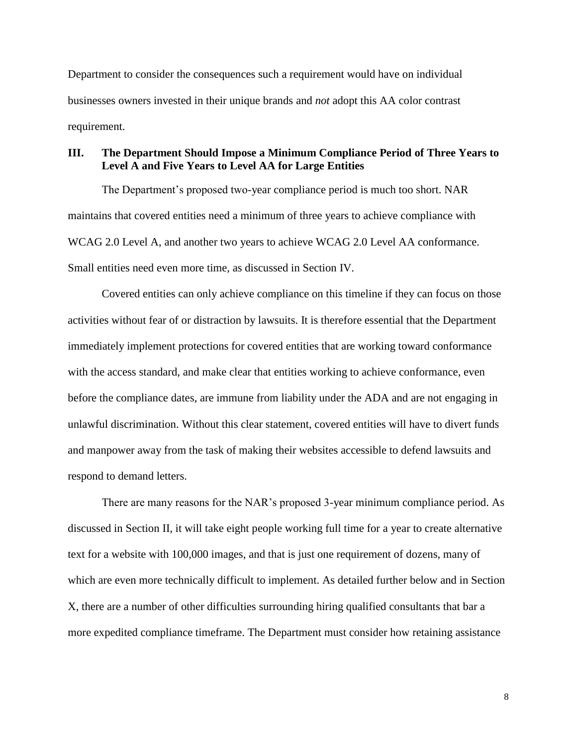Department to consider the consequences such a requirement would have on individual businesses owners invested in their unique brands and *not* adopt this AA color contrast requirement.

## III. The Department Should Impose a Minimum Compliance Period of Three Years to Level A and Five Years to Level AA for Large Entities

The Department's proposed two-year compliance period is much too short. NAR maintains that covered entities need a minimum of three years to achieve compliance with WCAG 2.0 Level A, and another two years to achieve WCAG 2.0 Level AA conformance. Small entities need even more time, as discussed in Section IV.

Covered entities can only achieve compliance on this timeline if they can focus on those activities without fear of or distraction by lawsuits. It is therefore essential that the Department immediately implement protections for covered entities that are working toward conformance with the access standard, and make clear that entities working to achieve conformance, even before the compliance dates, are immune from liability under the ADA and are not engaging in unlawful discrimination. Without this clear statement, covered entities will have to divert funds and manpower away from the task of making their websites accessible to defend lawsuits and respond to demand letters.

There are many reasons for the NAR's proposed 3-year minimum compliance period. As discussed in Section II, it will take eight people working full time for a year to create alternative text for a website with 100,000 images, and that is just one requirement of dozens, many of which are even more technically difficult to implement. As detailed further below and in Section X, there are a number of other difficulties surrounding hiring qualified consultants that bar a more expedited compliance timeframe. The Department must consider how retaining assistance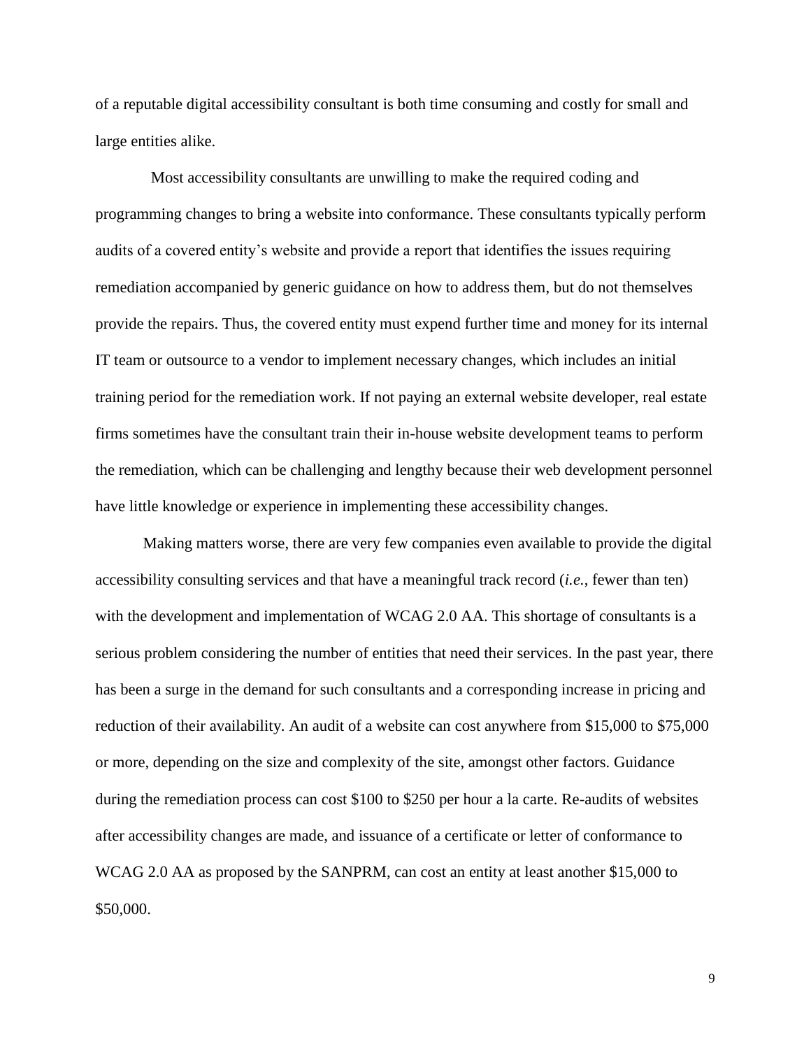of a reputable digital accessibility consultant is both time consuming and costly for small and large entities alike.

Most accessibility consultants are unwilling to make the required coding and programming changes to bring a website into conformance. These consultants typically perform audits of a covered entity's website and provide a report that identifies the issues requiring remediation accompanied by generic guidance on how to address them, but do not themselves provide the repairs. Thus, the covered entity must expend further time and money for its internal IT team or outsource to a vendor to implement necessary changes, which includes an initial training period for the remediation work. If not paying an external website developer, real estate firms sometimes have the consultant train their in-house website development teams to perform the remediation, which can be challenging and lengthy because their web development personnel have little knowledge or experience in implementing these accessibility changes.

Making matters worse, there are very few companies even available to provide the digital accessibility consulting services and that have a meaningful track record (*i.e.*, fewer than ten) with the development and implementation of WCAG 2.0 AA. This shortage of consultants is a serious problem considering the number of entities that need their services. In the past year, there has been a surge in the demand for such consultants and a corresponding increase in pricing and reduction of their availability. An audit of a website can cost anywhere from $15,000 to $75,000 or more, depending on the size and complexity of the site, amongst other factors. Guidance during the remediation process can cost $100 to $250 per hour a la carte. Re-audits of websites after accessibility changes are made, and issuance of a certificate or letter of conformance to WCAG 2.0 AA as proposed by the SANPRM, can cost an entity at least another $15,000 to $50,000.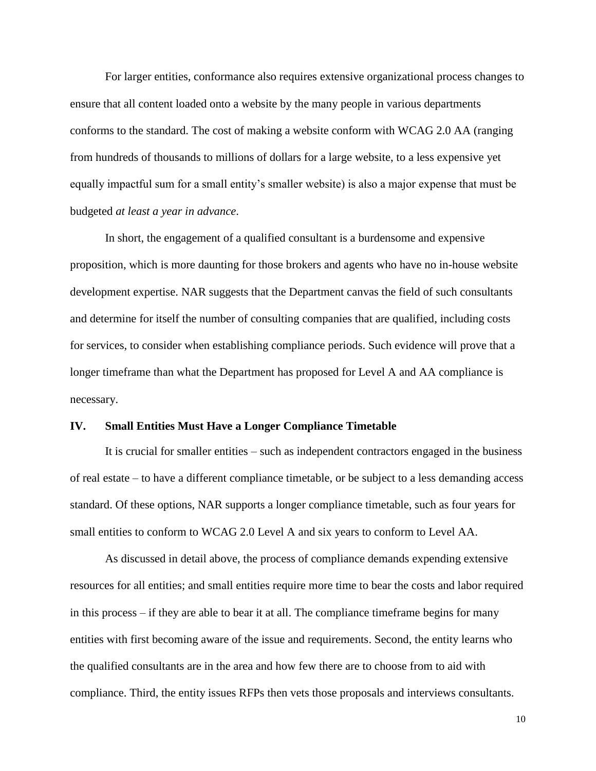For larger entities, conformance also requires extensive organizational process changes to ensure that all content loaded onto a website by the many people in various departments conforms to the standard. The cost of making a website conform with WCAG 2.0 AA (ranging from hundreds of thousands to millions of dollars for a large website, to a less expensive yet equally impactful sum for a small entity's smaller website) is also a major expense that must be budgeted *at least a year in advance*.

In short, the engagement of a qualified consultant is a burdensome and expensive proposition, which is more daunting for those brokers and agents who have no in-house website development expertise. NAR suggests that the Department canvas the field of such consultants and determine for itself the number of consulting companies that are qualified, including costs for services, to consider when establishing compliance periods. Such evidence will prove that a longer timeframe than what the Department has proposed for Level A and AA compliance is necessary.

## IV. Small Entities Must Have a Longer Compliance Timetable

It is crucial for smaller entities – such as independent contractors engaged in the business of real estate – to have a different compliance timetable, or be subject to a less demanding access standard. Of these options, NAR supports a longer compliance timetable, such as four years for small entities to conform to WCAG 2.0 Level A and six years to conform to Level AA.

As discussed in detail above, the process of compliance demands expending extensive resources for all entities; and small entities require more time to bear the costs and labor required in this process – if they are able to bear it at all. The compliance timeframe begins for many entities with first becoming aware of the issue and requirements. Second, the entity learns who the qualified consultants are in the area and how few there are to choose from to aid with compliance. Third, the entity issues RFPs then vets those proposals and interviews consultants.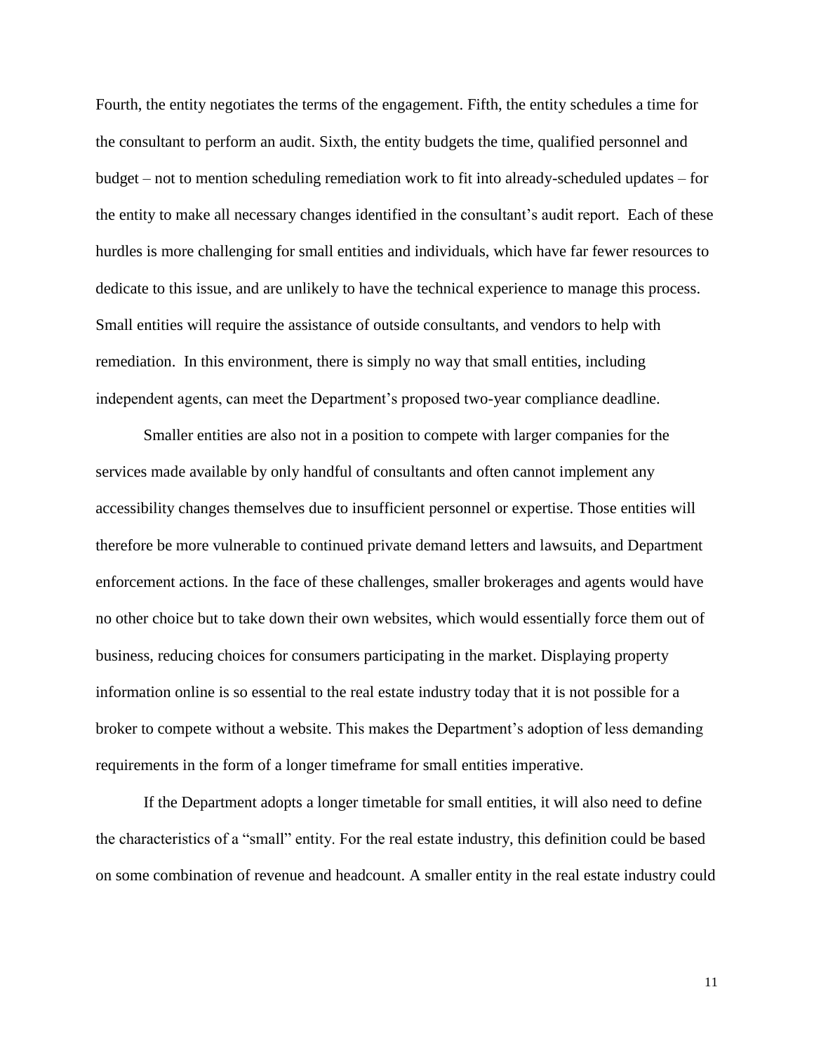Fourth, the entity negotiates the terms of the engagement. Fifth, the entity schedules a time for the consultant to perform an audit. Sixth, the entity budgets the time, qualified personnel and budget – not to mention scheduling remediation work to fit into already-scheduled updates – for the entity to make all necessary changes identified in the consultant's audit report. Each of these hurdles is more challenging for small entities and individuals, which have far fewer resources to dedicate to this issue, and are unlikely to have the technical experience to manage this process. Small entities will require the assistance of outside consultants, and vendors to help with remediation. In this environment, there is simply no way that small entities, including independent agents, can meet the Department's proposed two-year compliance deadline.

Smaller entities are also not in a position to compete with larger companies for the services made available by only handful of consultants and often cannot implement any accessibility changes themselves due to insufficient personnel or expertise. Those entities will therefore be more vulnerable to continued private demand letters and lawsuits, and Department enforcement actions. In the face of these challenges, smaller brokerages and agents would have no other choice but to take down their own websites, which would essentially force them out of business, reducing choices for consumers participating in the market. Displaying property information online is so essential to the real estate industry today that it is not possible for a broker to compete without a website. This makes the Department's adoption of less demanding requirements in the form of a longer timeframe for small entities imperative.

If the Department adopts a longer timetable for small entities, it will also need to define the characteristics of a "small" entity. For the real estate industry, this definition could be based on some combination of revenue and headcount. A smaller entity in the real estate industry could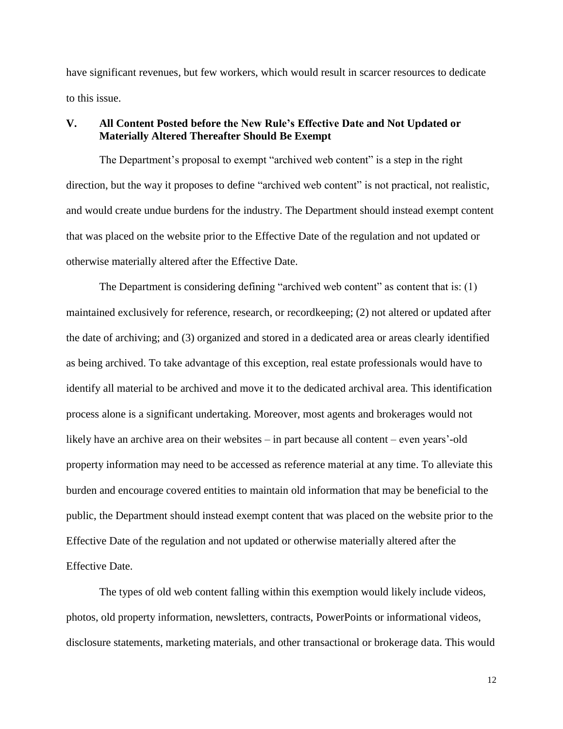have significant revenues, but few workers, which would result in scarcer resources to dedicate to this issue.

## V. All Content Posted before the New Rule's Effective Date and Not Updated or Materially Altered Thereafter Should Be Exempt

The Department's proposal to exempt "archived web content" is a step in the right direction, but the way it proposes to define "archived web content" is not practical, not realistic, and would create undue burdens for the industry. The Department should instead exempt content that was placed on the website prior to the Effective Date of the regulation and not updated or otherwise materially altered after the Effective Date.

The Department is considering defining "archived web content" as content that is: (1) maintained exclusively for reference, research, or recordkeeping; (2) not altered or updated after the date of archiving; and (3) organized and stored in a dedicated area or areas clearly identified as being archived. To take advantage of this exception, real estate professionals would have to identify all material to be archived and move it to the dedicated archival area. This identification process alone is a significant undertaking. Moreover, most agents and brokerages would not likely have an archive area on their websites – in part because all content – even years'-old property information may need to be accessed as reference material at any time. To alleviate this burden and encourage covered entities to maintain old information that may be beneficial to the public, the Department should instead exempt content that was placed on the website prior to the Effective Date of the regulation and not updated or otherwise materially altered after the Effective Date.

The types of old web content falling within this exemption would likely include videos, photos, old property information, newsletters, contracts, PowerPoints or informational videos, disclosure statements, marketing materials, and other transactional or brokerage data. This would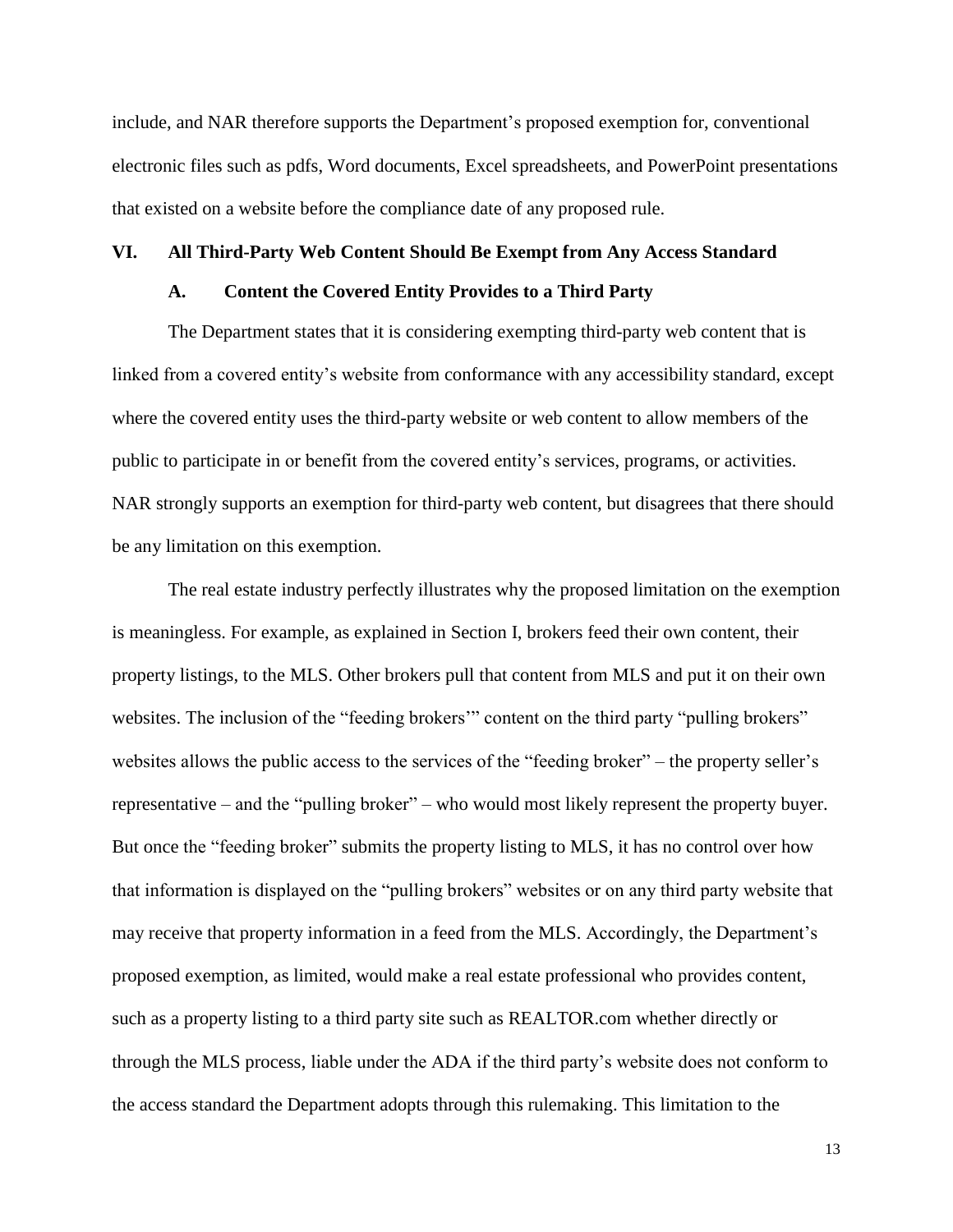include, and NAR therefore supports the Department's proposed exemption for, conventional electronic files such as pdfs, Word documents, Excel spreadsheets, and PowerPoint presentations that existed on a website before the compliance date of any proposed rule.

## VI. All Third-Party Web Content Should Be Exempt from Any Access Standard

### A. Content the Covered Entity Provides to a Third Party

The Department states that it is considering exempting third-party web content that is linked from a covered entity's website from conformance with any accessibility standard, except where the covered entity uses the third-party website or web content to allow members of the public to participate in or benefit from the covered entity's services, programs, or activities. NAR strongly supports an exemption for third-party web content, but disagrees that there should be any limitation on this exemption.

The real estate industry perfectly illustrates why the proposed limitation on the exemption is meaningless. For example, as explained in Section I, brokers feed their own content, their property listings, to the MLS. Other brokers pull that content from MLS and put it on their own websites. The inclusion of the "feeding brokers'" content on the third party "pulling brokers" websites allows the public access to the services of the "feeding broker" – the property seller's representative – and the "pulling broker" – who would most likely represent the property buyer. But once the "feeding broker" submits the property listing to MLS, it has no control over how that information is displayed on the "pulling brokers" websites or on any third party website that may receive that property information in a feed from the MLS. Accordingly, the Department's proposed exemption, as limited, would make a real estate professional who provides content, such as a property listing to a third party site such as REALTOR.com whether directly or through the MLS process, liable under the ADA if the third party's website does not conform to the access standard the Department adopts through this rulemaking. This limitation to the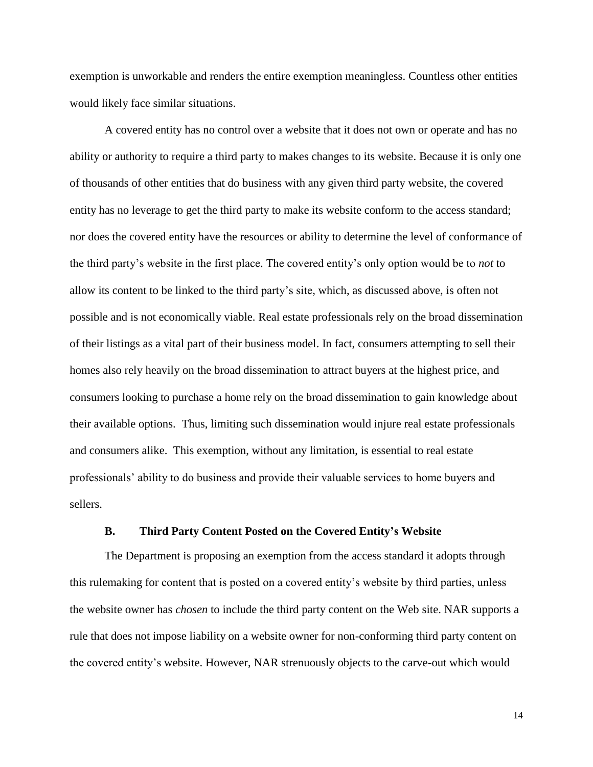exemption is unworkable and renders the entire exemption meaningless. Countless other entities would likely face similar situations.

A covered entity has no control over a website that it does not own or operate and has no ability or authority to require a third party to makes changes to its website. Because it is only one of thousands of other entities that do business with any given third party website, the covered entity has no leverage to get the third party to make its website conform to the access standard; nor does the covered entity have the resources or ability to determine the level of conformance of the third party's website in the first place. The covered entity's only option would be to *not* to allow its content to be linked to the third party's site, which, as discussed above, is often not possible and is not economically viable. Real estate professionals rely on the broad dissemination of their listings as a vital part of their business model. In fact, consumers attempting to sell their homes also rely heavily on the broad dissemination to attract buyers at the highest price, and consumers looking to purchase a home rely on the broad dissemination to gain knowledge about their available options. Thus, limiting such dissemination would injure real estate professionals and consumers alike. This exemption, without any limitation, is essential to real estate professionals' ability to do business and provide their valuable services to home buyers and sellers.

### B. Third Party Content Posted on the Covered Entity's Website

The Department is proposing an exemption from the access standard it adopts through this rulemaking for content that is posted on a covered entity's website by third parties, unless the website owner has *chosen* to include the third party content on the Web site. NAR supports a rule that does not impose liability on a website owner for non-conforming third party content on the covered entity's website. However, NAR strenuously objects to the carve-out which would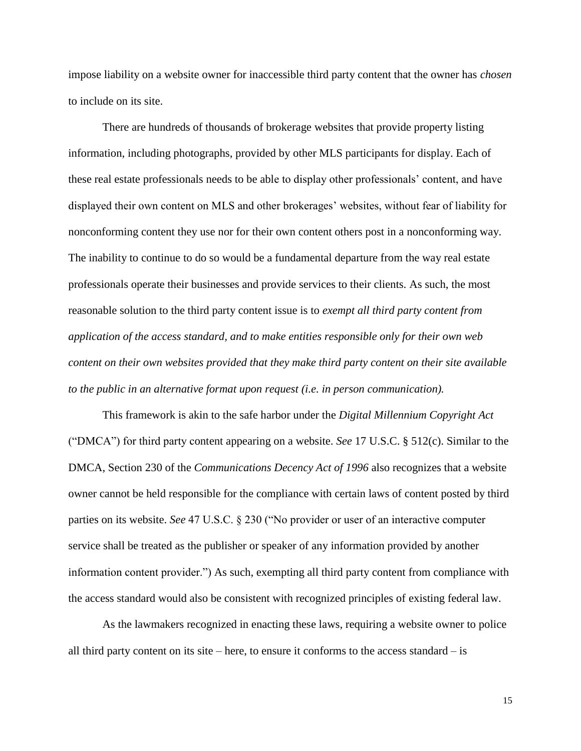impose liability on a website owner for inaccessible third party content that the owner has *chosen* to include on its site.

There are hundreds of thousands of brokerage websites that provide property listing information, including photographs, provided by other MLS participants for display. Each of these real estate professionals needs to be able to display other professionals' content, and have displayed their own content on MLS and other brokerages' websites, without fear of liability for nonconforming content they use nor for their own content others post in a nonconforming way. The inability to continue to do so would be a fundamental departure from the way real estate professionals operate their businesses and provide services to their clients. As such, the most reasonable solution to the third party content issue is to *exempt all third party content from application of the access standard, and to make entities responsible only for their own web content on their own websites provided that they make third party content on their site available to the public in an alternative format upon request (i.e. in person communication).*

This framework is akin to the safe harbor under the *Digital Millennium Copyright Act* ("DMCA") for third party content appearing on a website. *See* 17 U.S.C. § 512(c). Similar to the DMCA, Section 230 of the *Communications Decency Act of 1996* also recognizes that a website owner cannot be held responsible for the compliance with certain laws of content posted by third parties on its website. *See* 47 U.S.C. § 230 ("No provider or user of an interactive computer service shall be treated as the publisher or speaker of any information provided by another information content provider.") As such, exempting all third party content from compliance with the access standard would also be consistent with recognized principles of existing federal law.

As the lawmakers recognized in enacting these laws, requiring a website owner to police all third party content on its site – here, to ensure it conforms to the access standard – is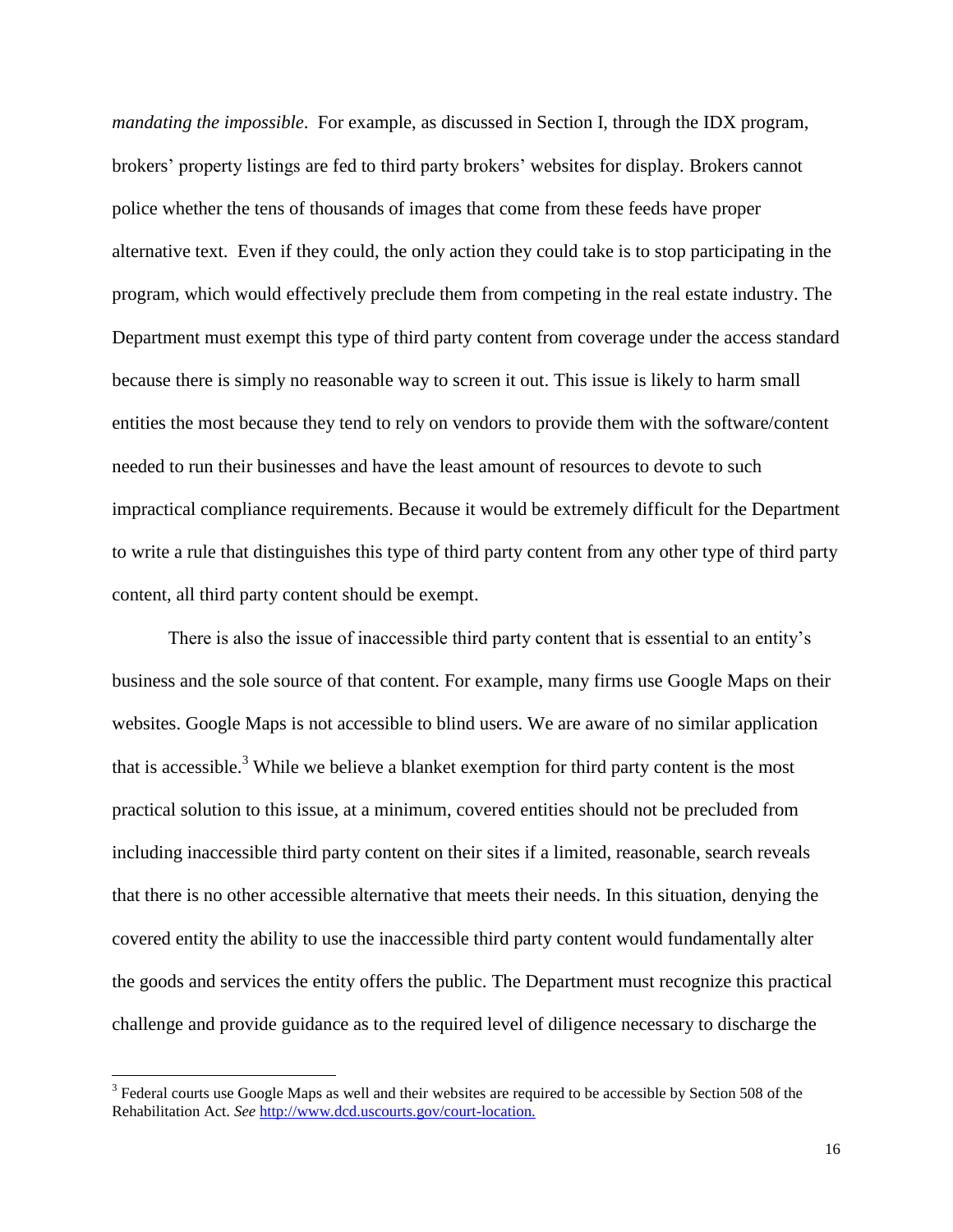*mandating the impossible*. For example, as discussed in Section I, through the IDX program, brokers' property listings are fed to third party brokers' websites for display. Brokers cannot police whether the tens of thousands of images that come from these feeds have proper alternative text. Even if they could, the only action they could take is to stop participating in the program, which would effectively preclude them from competing in the real estate industry. The Department must exempt this type of third party content from coverage under the access standard because there is simply no reasonable way to screen it out. This issue is likely to harm small entities the most because they tend to rely on vendors to provide them with the software/content needed to run their businesses and have the least amount of resources to devote to such impractical compliance requirements. Because it would be extremely difficult for the Department to write a rule that distinguishes this type of third party content from any other type of third party content, all third party content should be exempt.

There is also the issue of inaccessible third party content that is essential to an entity's business and the sole source of that content. For example, many firms use Google Maps on their websites. Google Maps is not accessible to blind users. We are aware of no similar application that is accessible.[3] While we believe a blanket exemption for third party content is the most practical solution to this issue, at a minimum, covered entities should not be precluded from including inaccessible third party content on their sites if a limited, reasonable, search reveals that there is no other accessible alternative that meets their needs. In this situation, denying the covered entity the ability to use the inaccessible third party content would fundamentally alter the goods and services the entity offers the public. The Department must recognize this practical challenge and provide guidance as to the required level of diligence necessary to discharge the

[3] Federal courts use Google Maps as well and their websites are required to be accessible by Section 508 of the Rehabilitation Act. *See* http://www.dcd.uscourts.gov/court-location.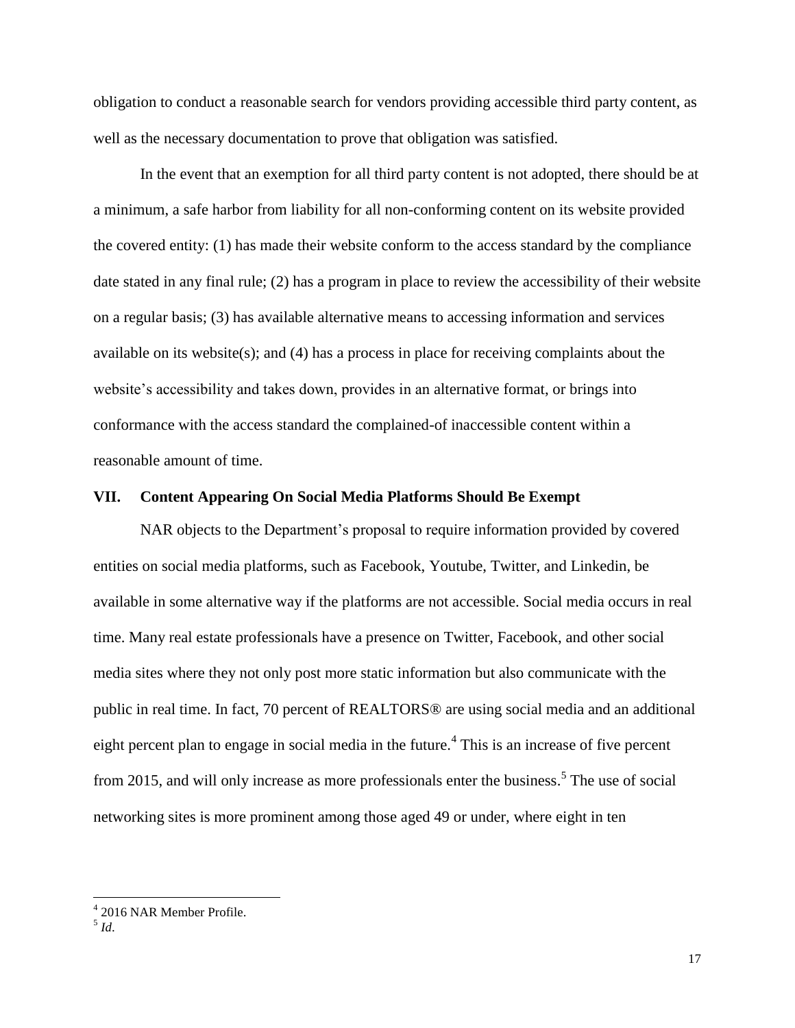obligation to conduct a reasonable search for vendors providing accessible third party content, as well as the necessary documentation to prove that obligation was satisfied.

In the event that an exemption for all third party content is not adopted, there should be at a minimum, a safe harbor from liability for all non-conforming content on its website provided the covered entity: (1) has made their website conform to the access standard by the compliance date stated in any final rule; (2) has a program in place to review the accessibility of their website on a regular basis; (3) has available alternative means to accessing information and services available on its website(s); and (4) has a process in place for receiving complaints about the website's accessibility and takes down, provides in an alternative format, or brings into conformance with the access standard the complained-of inaccessible content within a reasonable amount of time.

## VII. Content Appearing On Social Media Platforms Should Be Exempt

NAR objects to the Department's proposal to require information provided by covered entities on social media platforms, such as Facebook, Youtube, Twitter, and Linkedin, be available in some alternative way if the platforms are not accessible. Social media occurs in real time. Many real estate professionals have a presence on Twitter, Facebook, and other social media sites where they not only post more static information but also communicate with the public in real time. In fact, 70 percent of REALTORS® are using social media and an additional eight percent plan to engage in social media in the future.[4] This is an increase of five percent from 2015, and will only increase as more professionals enter the business.[5] The use of social networking sites is more prominent among those aged 49 or under, where eight in ten

---

[4] 2016 NAR Member Profile.

[5] *Id*.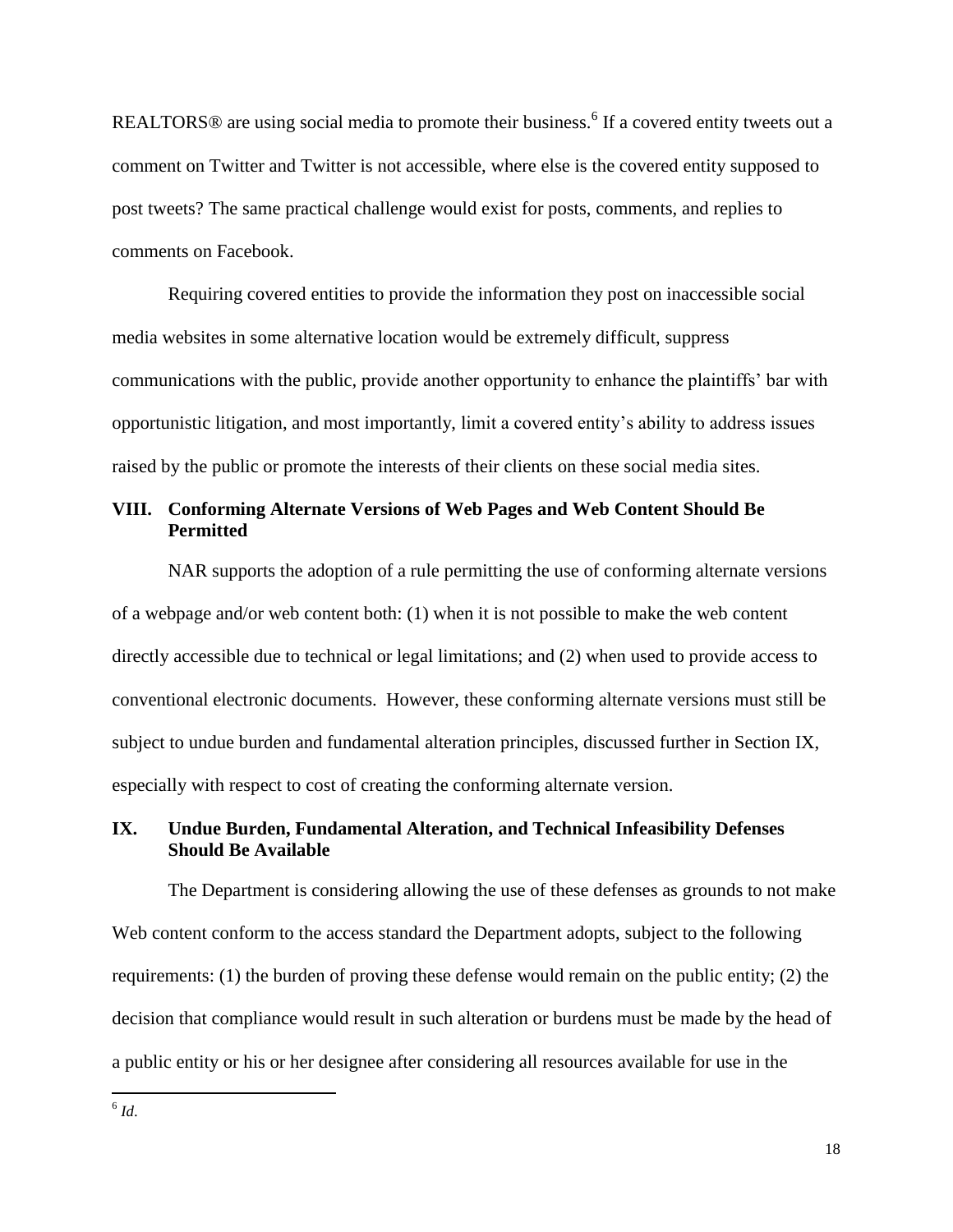REALTORS® are using social media to promote their business.[6] If a covered entity tweets out a comment on Twitter and Twitter is not accessible, where else is the covered entity supposed to post tweets? The same practical challenge would exist for posts, comments, and replies to comments on Facebook.

Requiring covered entities to provide the information they post on inaccessible social media websites in some alternative location would be extremely difficult, suppress communications with the public, provide another opportunity to enhance the plaintiffs' bar with opportunistic litigation, and most importantly, limit a covered entity's ability to address issues raised by the public or promote the interests of their clients on these social media sites.

## VIII. Conforming Alternate Versions of Web Pages and Web Content Should Be Permitted

NAR supports the adoption of a rule permitting the use of conforming alternate versions of a webpage and/or web content both: (1) when it is not possible to make the web content directly accessible due to technical or legal limitations; and (2) when used to provide access to conventional electronic documents. However, these conforming alternate versions must still be subject to undue burden and fundamental alteration principles, discussed further in Section IX, especially with respect to cost of creating the conforming alternate version.

## IX. Undue Burden, Fundamental Alteration, and Technical Infeasibility Defenses Should Be Available

The Department is considering allowing the use of these defenses as grounds to not make Web content conform to the access standard the Department adopts, subject to the following requirements: (1) the burden of proving these defense would remain on the public entity; (2) the decision that compliance would result in such alteration or burdens must be made by the head of a public entity or his or her designee after considering all resources available for use in the

---

[6] *Id.*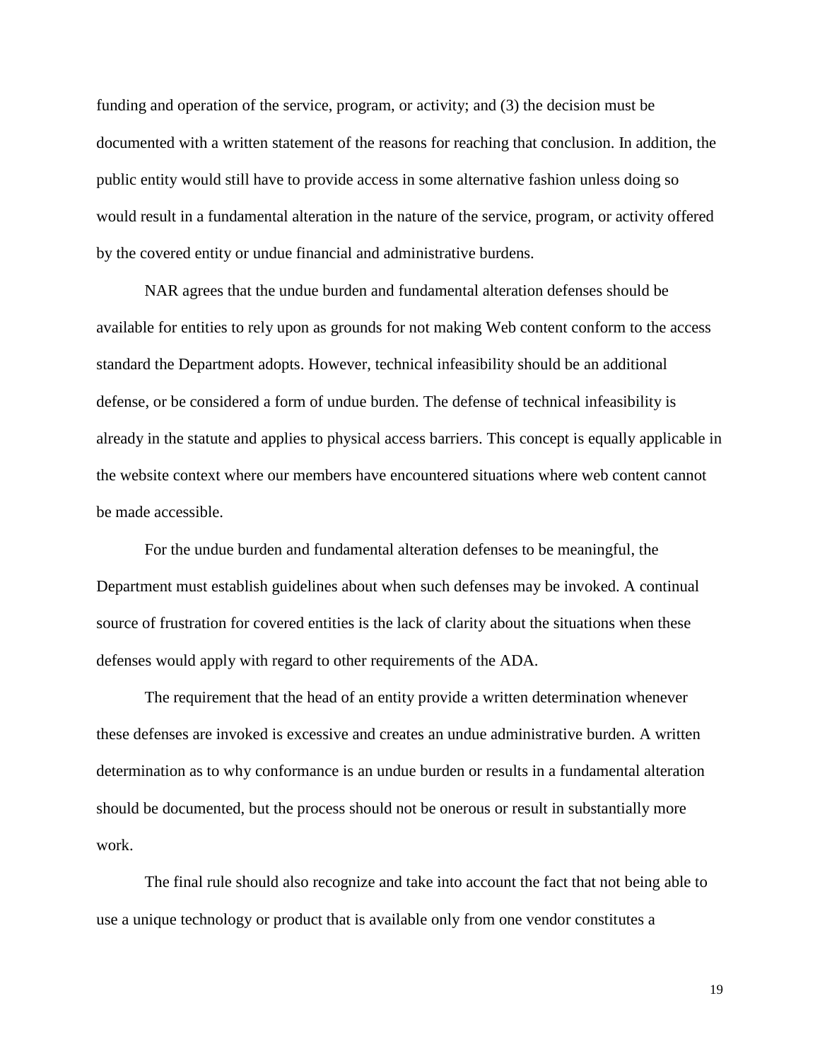funding and operation of the service, program, or activity; and (3) the decision must be documented with a written statement of the reasons for reaching that conclusion. In addition, the public entity would still have to provide access in some alternative fashion unless doing so would result in a fundamental alteration in the nature of the service, program, or activity offered by the covered entity or undue financial and administrative burdens.

NAR agrees that the undue burden and fundamental alteration defenses should be available for entities to rely upon as grounds for not making Web content conform to the access standard the Department adopts. However, technical infeasibility should be an additional defense, or be considered a form of undue burden. The defense of technical infeasibility is already in the statute and applies to physical access barriers. This concept is equally applicable in the website context where our members have encountered situations where web content cannot be made accessible.

For the undue burden and fundamental alteration defenses to be meaningful, the Department must establish guidelines about when such defenses may be invoked. A continual source of frustration for covered entities is the lack of clarity about the situations when these defenses would apply with regard to other requirements of the ADA.

The requirement that the head of an entity provide a written determination whenever these defenses are invoked is excessive and creates an undue administrative burden. A written determination as to why conformance is an undue burden or results in a fundamental alteration should be documented, but the process should not be onerous or result in substantially more work.

The final rule should also recognize and take into account the fact that not being able to use a unique technology or product that is available only from one vendor constitutes a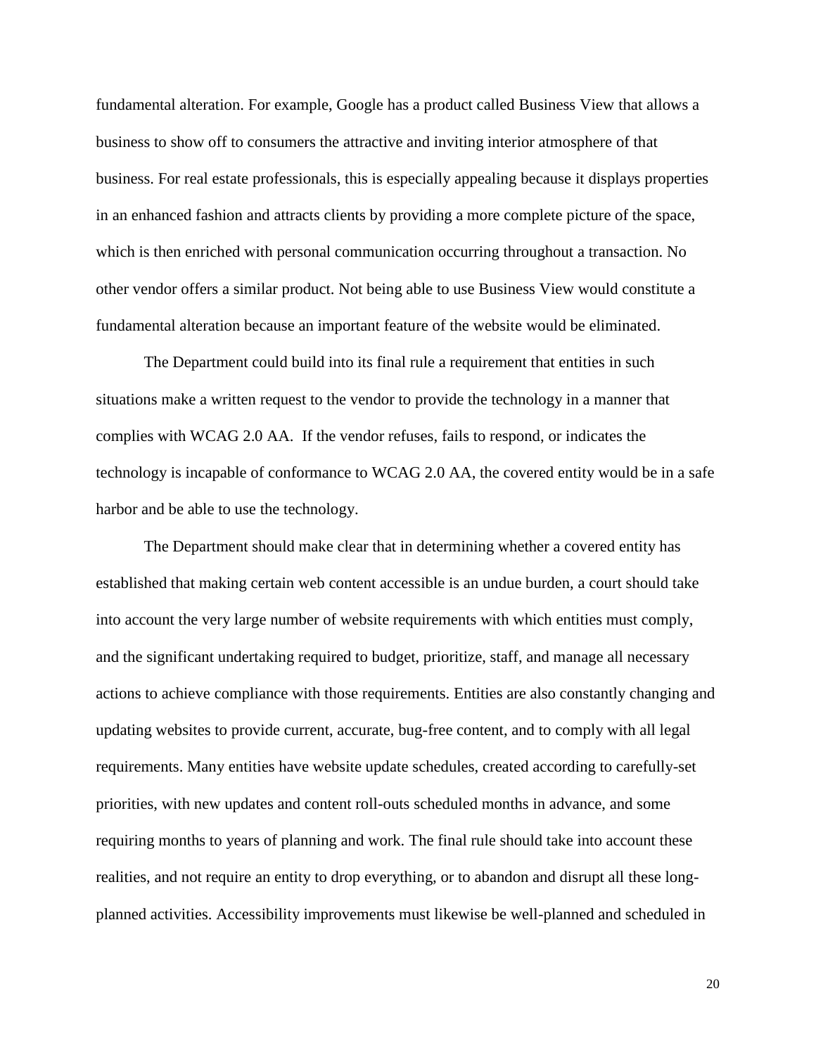fundamental alteration. For example, Google has a product called Business View that allows a business to show off to consumers the attractive and inviting interior atmosphere of that business. For real estate professionals, this is especially appealing because it displays properties in an enhanced fashion and attracts clients by providing a more complete picture of the space, which is then enriched with personal communication occurring throughout a transaction. No other vendor offers a similar product. Not being able to use Business View would constitute a fundamental alteration because an important feature of the website would be eliminated.

The Department could build into its final rule a requirement that entities in such situations make a written request to the vendor to provide the technology in a manner that complies with WCAG 2.0 AA. If the vendor refuses, fails to respond, or indicates the technology is incapable of conformance to WCAG 2.0 AA, the covered entity would be in a safe harbor and be able to use the technology.

The Department should make clear that in determining whether a covered entity has established that making certain web content accessible is an undue burden, a court should take into account the very large number of website requirements with which entities must comply, and the significant undertaking required to budget, prioritize, staff, and manage all necessary actions to achieve compliance with those requirements. Entities are also constantly changing and updating websites to provide current, accurate, bug-free content, and to comply with all legal requirements. Many entities have website update schedules, created according to carefully-set priorities, with new updates and content roll-outs scheduled months in advance, and some requiring months to years of planning and work. The final rule should take into account these realities, and not require an entity to drop everything, or to abandon and disrupt all these long-planned activities. Accessibility improvements must likewise be well-planned and scheduled in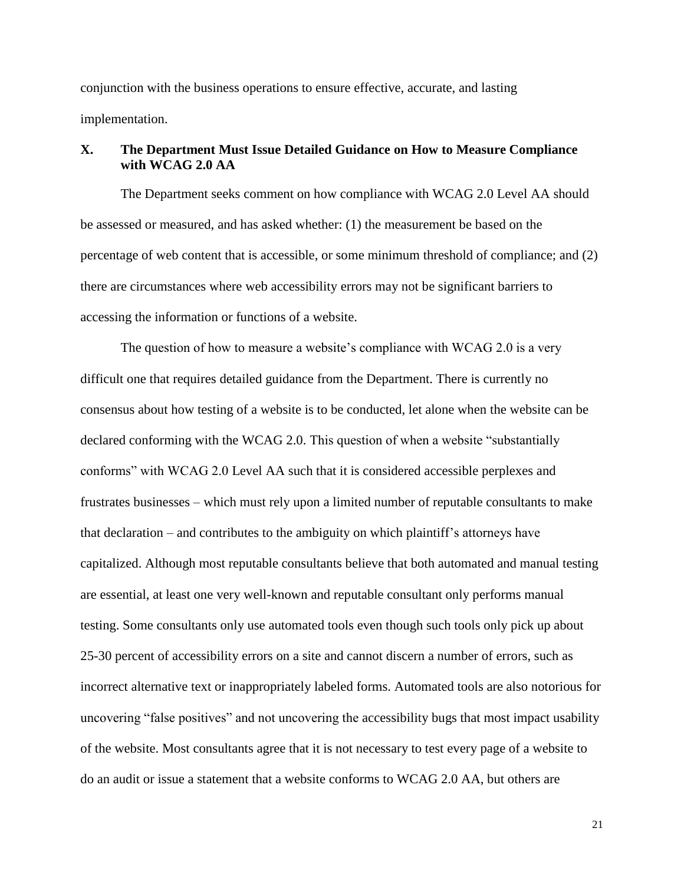conjunction with the business operations to ensure effective, accurate, and lasting implementation.

## X. The Department Must Issue Detailed Guidance on How to Measure Compliance with WCAG 2.0 AA

The Department seeks comment on how compliance with WCAG 2.0 Level AA should be assessed or measured, and has asked whether: (1) the measurement be based on the percentage of web content that is accessible, or some minimum threshold of compliance; and (2) there are circumstances where web accessibility errors may not be significant barriers to accessing the information or functions of a website.

The question of how to measure a website's compliance with WCAG 2.0 is a very difficult one that requires detailed guidance from the Department. There is currently no consensus about how testing of a website is to be conducted, let alone when the website can be declared conforming with the WCAG 2.0. This question of when a website "substantially conforms" with WCAG 2.0 Level AA such that it is considered accessible perplexes and frustrates businesses – which must rely upon a limited number of reputable consultants to make that declaration – and contributes to the ambiguity on which plaintiff's attorneys have capitalized. Although most reputable consultants believe that both automated and manual testing are essential, at least one very well-known and reputable consultant only performs manual testing. Some consultants only use automated tools even though such tools only pick up about 25-30 percent of accessibility errors on a site and cannot discern a number of errors, such as incorrect alternative text or inappropriately labeled forms. Automated tools are also notorious for uncovering "false positives" and not uncovering the accessibility bugs that most impact usability of the website. Most consultants agree that it is not necessary to test every page of a website to do an audit or issue a statement that a website conforms to WCAG 2.0 AA, but others are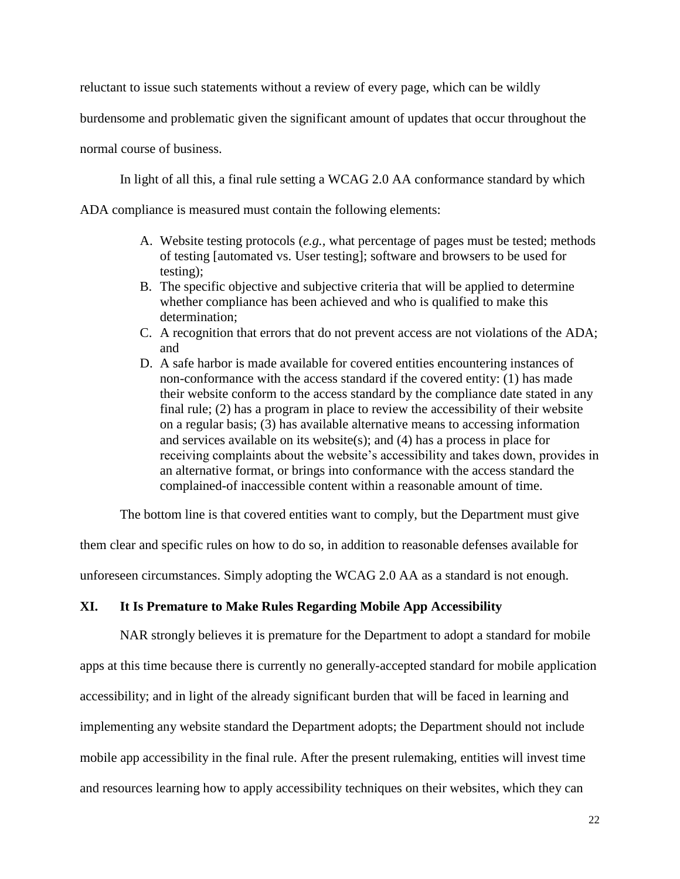reluctant to issue such statements without a review of every page, which can be wildly burdensome and problematic given the significant amount of updates that occur throughout the normal course of business.

In light of all this, a final rule setting a WCAG 2.0 AA conformance standard by which ADA compliance is measured must contain the following elements:

A. Website testing protocols (*e.g.*, what percentage of pages must be tested; methods of testing [automated vs. User testing]; software and browsers to be used for testing);
B. The specific objective and subjective criteria that will be applied to determine whether compliance has been achieved and who is qualified to make this determination;
C. A recognition that errors that do not prevent access are not violations of the ADA; and
D. A safe harbor is made available for covered entities encountering instances of non-conformance with the access standard if the covered entity: (1) has made their website conform to the access standard by the compliance date stated in any final rule; (2) has a program in place to review the accessibility of their website on a regular basis; (3) has available alternative means to accessing information and services available on its website(s); and (4) has a process in place for receiving complaints about the website's accessibility and takes down, provides in an alternative format, or brings into conformance with the access standard the complained-of inaccessible content within a reasonable amount of time.

The bottom line is that covered entities want to comply, but the Department must give them clear and specific rules on how to do so, in addition to reasonable defenses available for unforeseen circumstances. Simply adopting the WCAG 2.0 AA as a standard is not enough.

## XI. It Is Premature to Make Rules Regarding Mobile App Accessibility

NAR strongly believes it is premature for the Department to adopt a standard for mobile apps at this time because there is currently no generally-accepted standard for mobile application accessibility; and in light of the already significant burden that will be faced in learning and implementing any website standard the Department adopts; the Department should not include mobile app accessibility in the final rule. After the present rulemaking, entities will invest time and resources learning how to apply accessibility techniques on their websites, which they can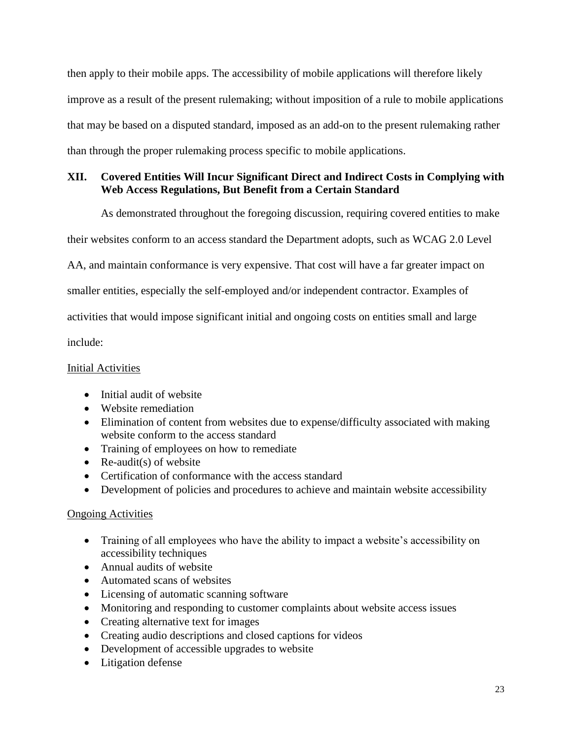then apply to their mobile apps. The accessibility of mobile applications will therefore likely improve as a result of the present rulemaking; without imposition of a rule to mobile applications that may be based on a disputed standard, imposed as an add-on to the present rulemaking rather than through the proper rulemaking process specific to mobile applications.

## XII. Covered Entities Will Incur Significant Direct and Indirect Costs in Complying with Web Access Regulations, But Benefit from a Certain Standard

As demonstrated throughout the foregoing discussion, requiring covered entities to make their websites conform to an access standard the Department adopts, such as WCAG 2.0 Level AA, and maintain conformance is very expensive. That cost will have a far greater impact on smaller entities, especially the self-employed and/or independent contractor. Examples of activities that would impose significant initial and ongoing costs on entities small and large include:

<u>Initial Activities</u>

- Initial audit of website
- Website remediation
- Elimination of content from websites due to expense/difficulty associated with making website conform to the access standard
- Training of employees on how to remediate
- Re-audit(s) of website
- Certification of conformance with the access standard
- Development of policies and procedures to achieve and maintain website accessibility

<u>Ongoing Activities</u>

- Training of all employees who have the ability to impact a website's accessibility on accessibility techniques
- Annual audits of website
- Automated scans of websites
- Licensing of automatic scanning software
- Monitoring and responding to customer complaints about website access issues
- Creating alternative text for images
- Creating audio descriptions and closed captions for videos
- Development of accessible upgrades to website
- Litigation defense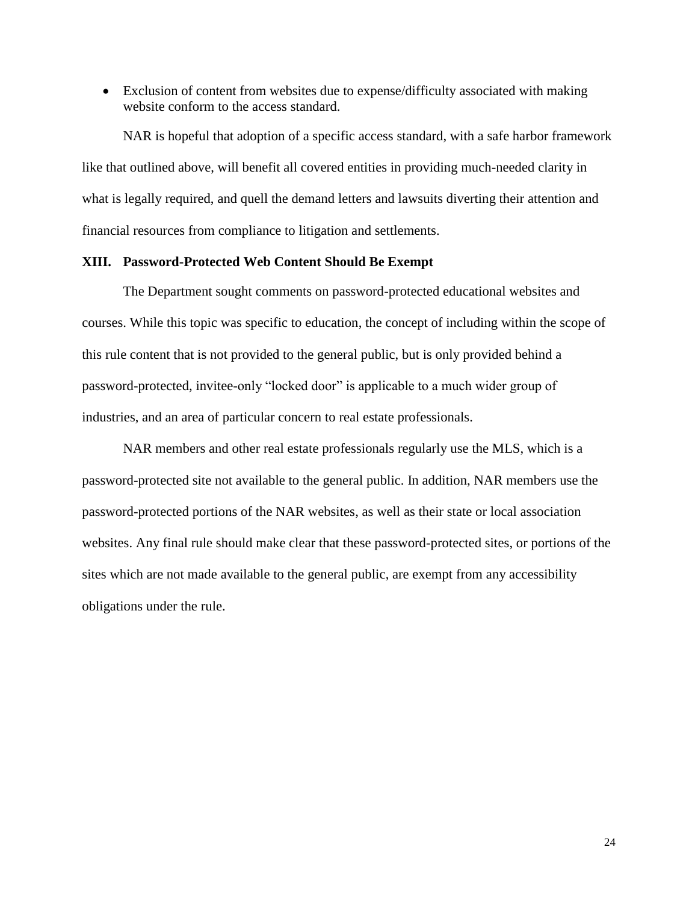- Exclusion of content from websites due to expense/difficulty associated with making website conform to the access standard.

NAR is hopeful that adoption of a specific access standard, with a safe harbor framework like that outlined above, will benefit all covered entities in providing much-needed clarity in what is legally required, and quell the demand letters and lawsuits diverting their attention and financial resources from compliance to litigation and settlements.

## XIII. Password-Protected Web Content Should Be Exempt

The Department sought comments on password-protected educational websites and courses. While this topic was specific to education, the concept of including within the scope of this rule content that is not provided to the general public, but is only provided behind a password-protected, invitee-only "locked door" is applicable to a much wider group of industries, and an area of particular concern to real estate professionals.

NAR members and other real estate professionals regularly use the MLS, which is a password-protected site not available to the general public. In addition, NAR members use the password-protected portions of the NAR websites, as well as their state or local association websites. Any final rule should make clear that these password-protected sites, or portions of the sites which are not made available to the general public, are exempt from any accessibility obligations under the rule.